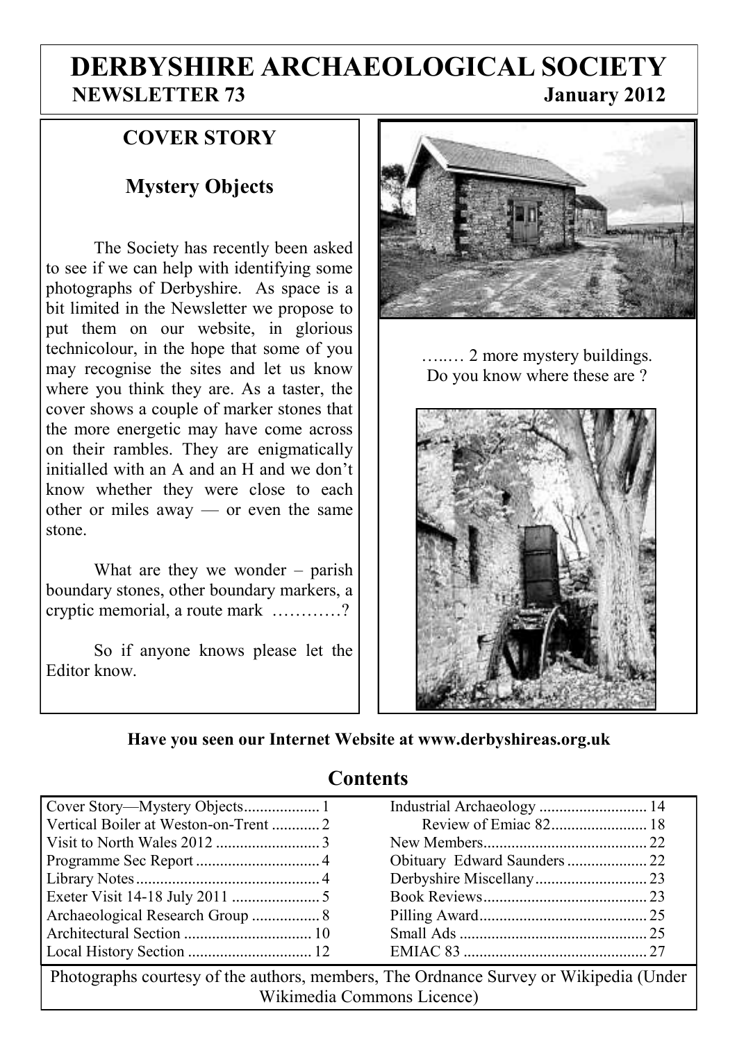# DERBYSHIRE ARCHAEOLOGICAL SOCIETY

**NEWSLETTER 73** **January 2012**

## COVER STORY

### Mystery Objects

The Society has recently been asked to see if we can help with identifying some photographs of Derbyshire. As space is a bit limited in the Newsletter we propose to put them on our website, in glorious technicolour, in the hope that some of you may recognise the sites and let us know where you think they are. As a taster, the cover shows a couple of marker stones that the more energetic may have come across on their rambles. They are enigmatically initialled with an A and an H and we don't know whether they were close to each other or miles away — or even the same stone.

What are they we wonder – parish boundary stones, other boundary markers, a cryptic memorial, a route mark …………?

So if anyone knows please let the Editor know.

…..… 2 more mystery buildings. Do you know where these are ?

**Have you seen our Internet Website at www.derbyshireas.org.uk**

## Contents

| | |
|---|---|
| Cover Story—Mystery Objects .................. 1 | Industrial Archaeology ........................... 14 |
| Vertical Boiler at Weston-on-Trent ............ 2 | Review of Emiac 82........................ 18 |
| Visit to North Wales 2012 ......................... 3 | New Members......................................... 22 |
| Programme Sec Report ............................... 4 | Obituary Edward Saunders .................... 22 |
| Library Notes.............................................. 4 | Derbyshire Miscellany............................ 23 |
| Exeter Visit 14-18 July 2011 ...................... 5 | Book Reviews......................................... 23 |
| Archaeological Research Group ................. 8 | Pilling Award.......................................... 25 |
| Architectural Section ................................ 10 | Small Ads ............................................... 25 |
| Local History Section ............................... 12 | EMIAC 83 .............................................. 27 |

Photographs courtesy of the authors, members, The Ordnance Survey or Wikipedia (Under Wikimedia Commons Licence)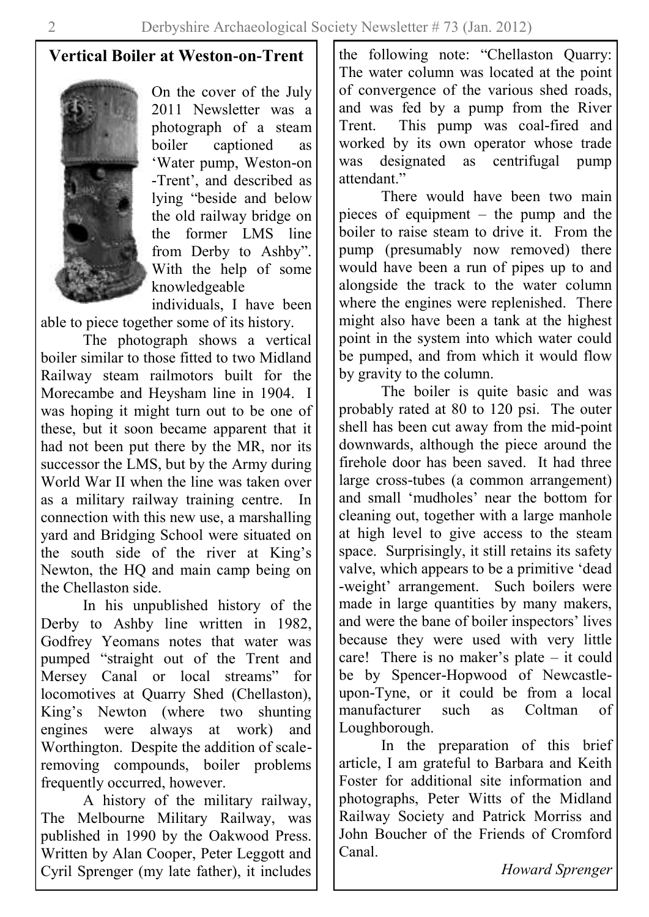## Vertical Boiler at Weston-on-Trent

On the cover of the July 2011 Newsletter was a photograph of a steam boiler captioned as 'Water pump, Weston-on-Trent', and described as lying "beside and below the old railway bridge on the former LMS line from Derby to Ashby". With the help of some knowledgeable individuals, I have been able to piece together some of its history.

The photograph shows a vertical boiler similar to those fitted to two Midland Railway steam railmotors built for the Morecambe and Heysham line in 1904. I was hoping it might turn out to be one of these, but it soon became apparent that it had not been put there by the MR, nor its successor the LMS, but by the Army during World War II when the line was taken over as a military railway training centre. In connection with this new use, a marshalling yard and Bridging School were situated on the south side of the river at King's Newton, the HQ and main camp being on the Chellaston side.

In his unpublished history of the Derby to Ashby line written in 1982, Godfrey Yeomans notes that water was pumped "straight out of the Trent and Mersey Canal or local streams" for locomotives at Quarry Shed (Chellaston), King's Newton (where two shunting engines were always at work) and Worthington. Despite the addition of scale-removing compounds, boiler problems frequently occurred, however.

A history of the military railway, The Melbourne Military Railway, was published in 1990 by the Oakwood Press. Written by Alan Cooper, Peter Leggott and Cyril Sprenger (my late father), it includes the following note: "Chellaston Quarry: The water column was located at the point of convergence of the various shed roads, and was fed by a pump from the River Trent. This pump was coal-fired and worked by its own operator whose trade was designated as centrifugal pump attendant."

There would have been two main pieces of equipment – the pump and the boiler to raise steam to drive it. From the pump (presumably now removed) there would have been a run of pipes up to and alongside the track to the water column where the engines were replenished. There might also have been a tank at the highest point in the system into which water could be pumped, and from which it would flow by gravity to the column.

The boiler is quite basic and was probably rated at 80 to 120 psi. The outer shell has been cut away from the mid-point downwards, although the piece around the firehole door has been saved. It had three large cross-tubes (a common arrangement) and small 'mudholes' near the bottom for cleaning out, together with a large manhole at high level to give access to the steam space. Surprisingly, it still retains its safety valve, which appears to be a primitive 'dead-weight' arrangement. Such boilers were made in large quantities by many makers, and were the bane of boiler inspectors' lives because they were used with very little care! There is no maker's plate – it could be by Spencer-Hopwood of Newcastle-upon-Tyne, or it could be from a local manufacturer such as Coltman of Loughborough.

In the preparation of this brief article, I am grateful to Barbara and Keith Foster for additional site information and photographs, Peter Witts of the Midland Railway Society and Patrick Morriss and John Boucher of the Friends of Cromford Canal.

*Howard Sprenger*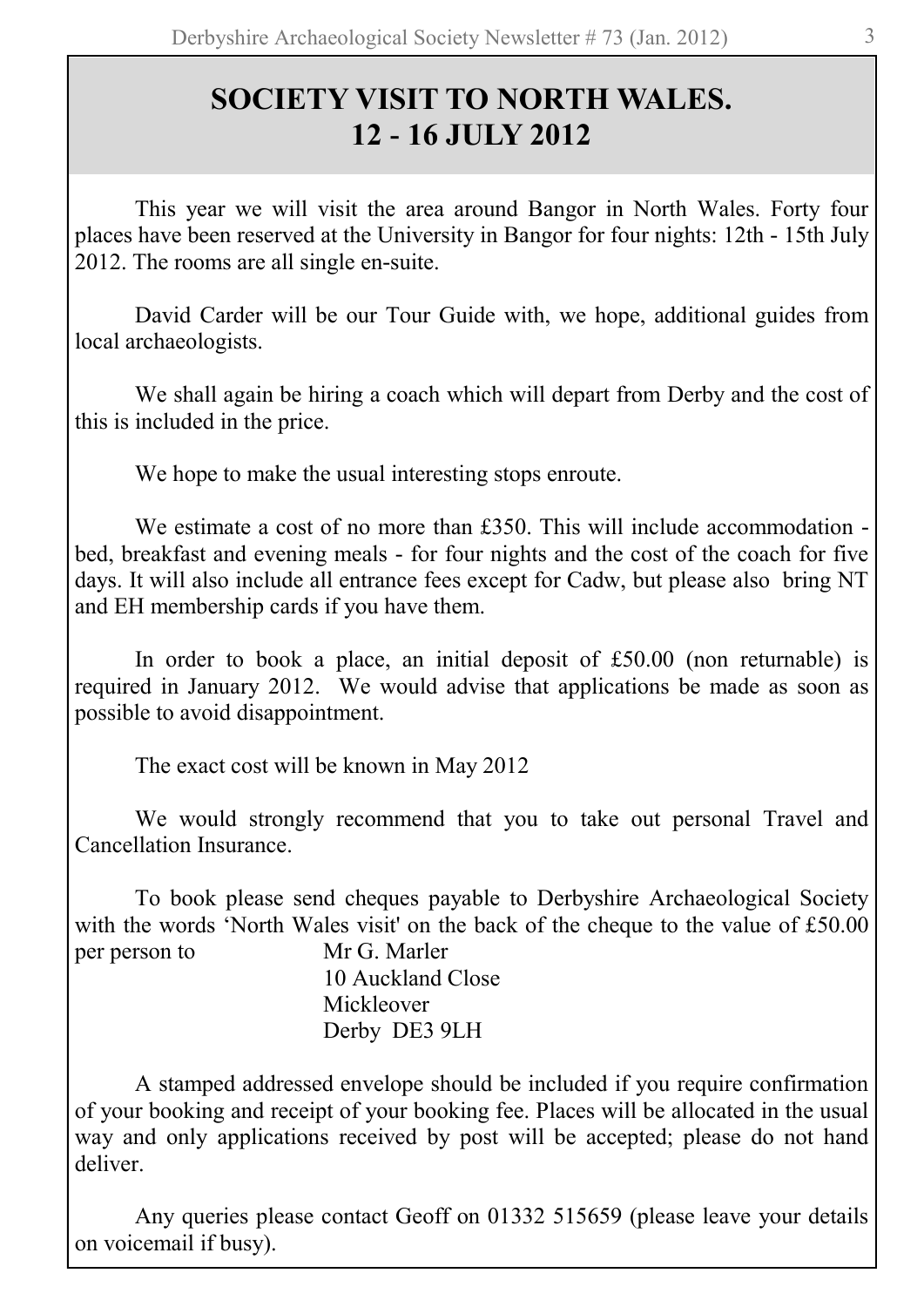## SOCIETY VISIT TO NORTH WALES.
## 12 - 16 JULY 2012

This year we will visit the area around Bangor in North Wales. Forty four places have been reserved at the University in Bangor for four nights: 12th - 15th July 2012. The rooms are all single en-suite.

David Carder will be our Tour Guide with, we hope, additional guides from local archaeologists.

We shall again be hiring a coach which will depart from Derby and the cost of this is included in the price.

We hope to make the usual interesting stops enroute.

We estimate a cost of no more than £350. This will include accommodation - bed, breakfast and evening meals - for four nights and the cost of the coach for five days. It will also include all entrance fees except for Cadw, but please also bring NT and EH membership cards if you have them.

In order to book a place, an initial deposit of £50.00 (non returnable) is required in January 2012. We would advise that applications be made as soon as possible to avoid disappointment.

The exact cost will be known in May 2012

We would strongly recommend that you to take out personal Travel and Cancellation Insurance.

To book please send cheques payable to Derbyshire Archaeological Society with the words 'North Wales visit' on the back of the cheque to the value of £50.00 per person to

Mr G. Marler
10 Auckland Close
Mickleover
Derby DE3 9LH

A stamped addressed envelope should be included if you require confirmation of your booking and receipt of your booking fee. Places will be allocated in the usual way and only applications received by post will be accepted; please do not hand deliver.

Any queries please contact Geoff on 01332 515659 (please leave your details on voicemail if busy).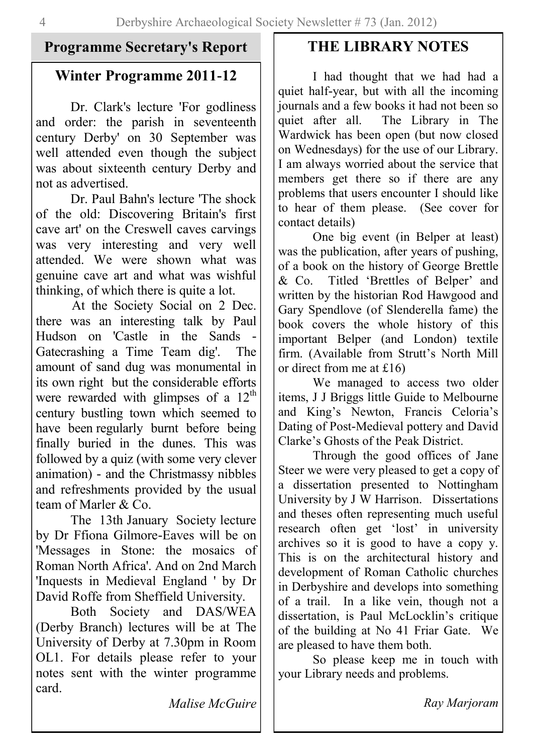## Programme Secretary's Report

### Winter Programme 2011-12

Dr. Clark's lecture 'For godliness and order: the parish in seventeenth century Derby' on 30 September was well attended even though the subject was about sixteenth century Derby and not as advertised.

Dr. Paul Bahn's lecture 'The shock of the old: Discovering Britain's first cave art' on the Creswell caves carvings was very interesting and very well attended. We were shown what was genuine cave art and what was wishful thinking, of which there is quite a lot.

At the Society Social on 2 Dec. there was an interesting talk by Paul Hudson on 'Castle in the Sands - Gatecrashing a Time Team dig'. The amount of sand dug was monumental in its own right but the considerable efforts were rewarded with glimpses of a 12th century bustling town which seemed to have been regularly burnt before being finally buried in the dunes. This was followed by a quiz (with some very clever animation) - and the Christmassy nibbles and refreshments provided by the usual team of Marler & Co.

The 13th January Society lecture by Dr Ffiona Gilmore-Eaves will be on 'Messages in Stone: the mosaics of Roman North Africa'. And on 2nd March 'Inquests in Medieval England ' by Dr David Roffe from Sheffield University.

Both Society and DAS/WEA (Derby Branch) lectures will be at The University of Derby at 7.30pm in Room OL1. For details please refer to your notes sent with the winter programme card.

*Malise McGuire*

## THE LIBRARY NOTES

I had thought that we had had a quiet half-year, but with all the incoming journals and a few books it had not been so quiet after all. The Library in The Wardwick has been open (but now closed on Wednesdays) for the use of our Library. I am always worried about the service that members get there so if there are any problems that users encounter I should like to hear of them please. (See cover for contact details)

One big event (in Belper at least) was the publication, after years of pushing, of a book on the history of George Brettle & Co. Titled 'Brettles of Belper' and written by the historian Rod Hawgood and Gary Spendlove (of Slenderella fame) the book covers the whole history of this important Belper (and London) textile firm. (Available from Strutt's North Mill or direct from me at £16)

We managed to access two older items, J J Briggs little Guide to Melbourne and King's Newton, Francis Celoria's Dating of Post-Medieval pottery and David Clarke's Ghosts of the Peak District.

Through the good offices of Jane Steer we were very pleased to get a copy of a dissertation presented to Nottingham University by J W Harrison. Dissertations and theses often representing much useful research often get 'lost' in university archives so it is good to have a copy y. This is on the architectural history and development of Roman Catholic churches in Derbyshire and develops into something of a trail. In a like vein, though not a dissertation, is Paul McLocklin's critique of the building at No 41 Friar Gate. We are pleased to have them both.

So please keep me in touch with your Library needs and problems.

*Ray Marjoram*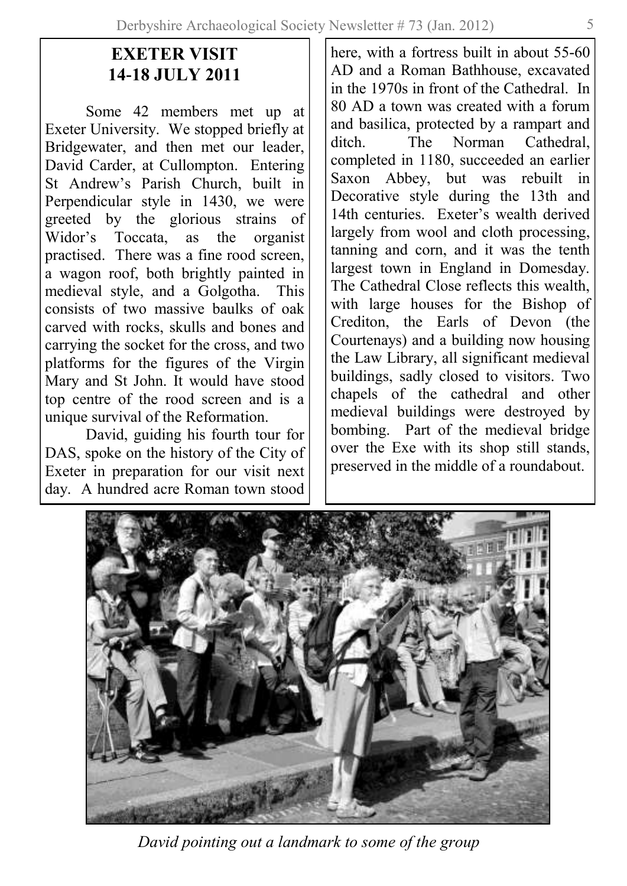## EXETER VISIT 14-18 JULY 2011

Some 42 members met up at Exeter University. We stopped briefly at Bridgewater, and then met our leader, David Carder, at Cullompton. Entering St Andrew's Parish Church, built in Perpendicular style in 1430, we were greeted by the glorious strains of Widor's Toccata, as the organist practised. There was a fine rood screen, a wagon roof, both brightly painted in medieval style, and a Golgotha. This consists of two massive baulks of oak carved with rocks, skulls and bones and carrying the socket for the cross, and two platforms for the figures of the Virgin Mary and St John. It would have stood top centre of the rood screen and is a unique survival of the Reformation.

David, guiding his fourth tour for DAS, spoke on the history of the City of Exeter in preparation for our visit next day. A hundred acre Roman town stood here, with a fortress built in about 55-60 AD and a Roman Bathhouse, excavated in the 1970s in front of the Cathedral. In 80 AD a town was created with a forum and basilica, protected by a rampart and ditch. The Norman Cathedral, completed in 1180, succeeded an earlier Saxon Abbey, but was rebuilt in Decorative style during the 13th and 14th centuries. Exeter's wealth derived largely from wool and cloth processing, tanning and corn, and it was the tenth largest town in England in Domesday. The Cathedral Close reflects this wealth, with large houses for the Bishop of Crediton, the Earls of Devon (the Courtenays) and a building now housing the Law Library, all significant medieval buildings, sadly closed to visitors. Two chapels of the cathedral and other medieval buildings were destroyed by bombing. Part of the medieval bridge over the Exe with its shop still stands, preserved in the middle of a roundabout.

*David pointing out a landmark to some of the group*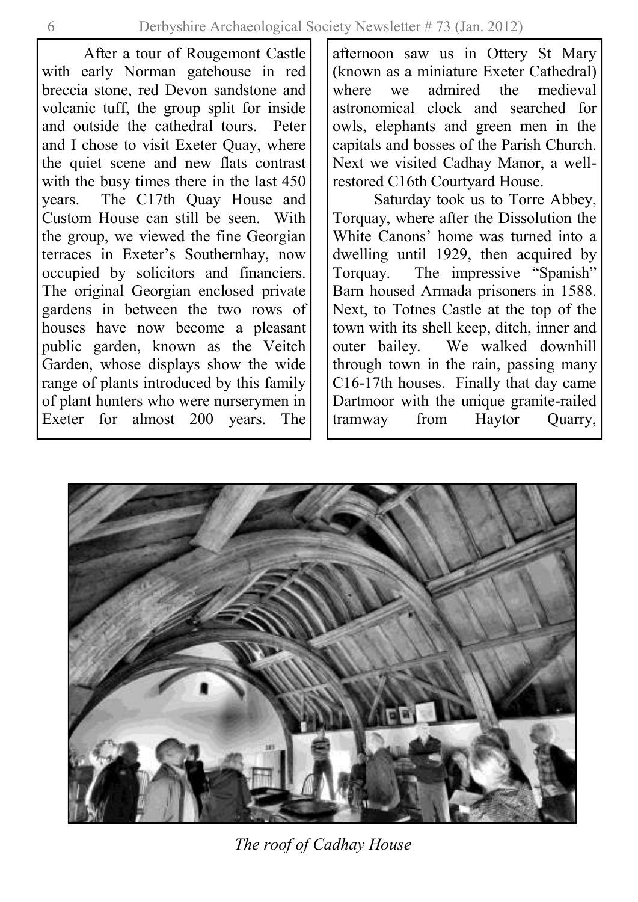After a tour of Rougemont Castle with early Norman gatehouse in red breccia stone, red Devon sandstone and volcanic tuff, the group split for inside and outside the cathedral tours. Peter and I chose to visit Exeter Quay, where the quiet scene and new flats contrast with the busy times there in the last 450 years. The C17th Quay House and Custom House can still be seen. With the group, we viewed the fine Georgian terraces in Exeter's Southernhay, now occupied by solicitors and financiers. The original Georgian enclosed private gardens in between the two rows of houses have now become a pleasant public garden, known as the Veitch Garden, whose displays show the wide range of plants introduced by this family of plant hunters who were nurserymen in Exeter for almost 200 years. The afternoon saw us in Ottery St Mary (known as a miniature Exeter Cathedral) where we admired the medieval astronomical clock and searched for owls, elephants and green men in the capitals and bosses of the Parish Church. Next we visited Cadhay Manor, a well-restored C16th Courtyard House.

Saturday took us to Torre Abbey, Torquay, where after the Dissolution the White Canons' home was turned into a dwelling until 1929, then acquired by Torquay. The impressive "Spanish" Barn housed Armada prisoners in 1588. Next, to Totnes Castle at the top of the town with its shell keep, ditch, inner and outer bailey. We walked downhill through town in the rain, passing many C16-17th houses. Finally that day came Dartmoor with the unique granite-railed tramway from Haytor Quarry,

*The roof of Cadhay House*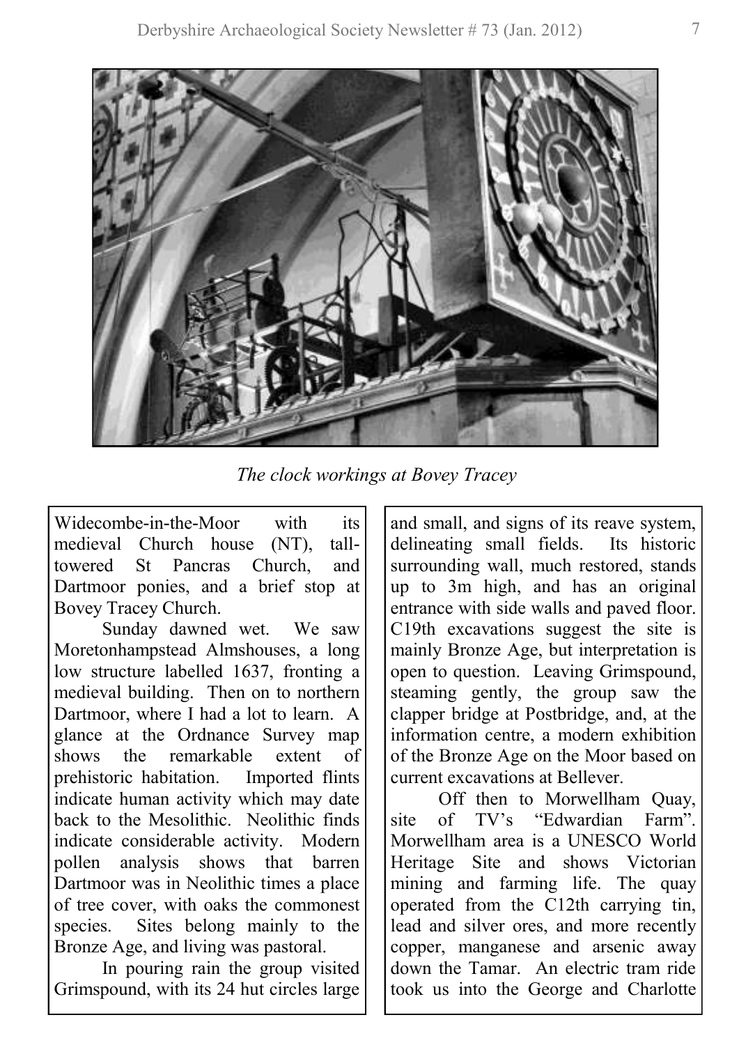*The clock workings at Bovey Tracey*

Widecombe-in-the-Moor with its medieval Church house (NT), tall-towered St Pancras Church, and Dartmoor ponies, and a brief stop at Bovey Tracey Church.

Sunday dawned wet. We saw Moretonhampstead Almshouses, a long low structure labelled 1637, fronting a medieval building. Then on to northern Dartmoor, where I had a lot to learn. A glance at the Ordnance Survey map shows the remarkable extent of prehistoric habitation. Imported flints indicate human activity which may date back to the Mesolithic. Neolithic finds indicate considerable activity. Modern pollen analysis shows that barren Dartmoor was in Neolithic times a place of tree cover, with oaks the commonest species. Sites belong mainly to the Bronze Age, and living was pastoral.

In pouring rain the group visited Grimspound, with its 24 hut circles large and small, and signs of its reave system, delineating small fields. Its historic surrounding wall, much restored, stands up to 3m high, and has an original entrance with side walls and paved floor. C19th excavations suggest the site is mainly Bronze Age, but interpretation is open to question. Leaving Grimspound, steaming gently, the group saw the clapper bridge at Postbridge, and, at the information centre, a modern exhibition of the Bronze Age on the Moor based on current excavations at Bellever.

Off then to Morwellham Quay, site of TV's "Edwardian Farm". Morwellham area is a UNESCO World Heritage Site and shows Victorian mining and farming life. The quay operated from the C12th carrying tin, lead and silver ores, and more recently copper, manganese and arsenic away down the Tamar. An electric tram ride took us into the George and Charlotte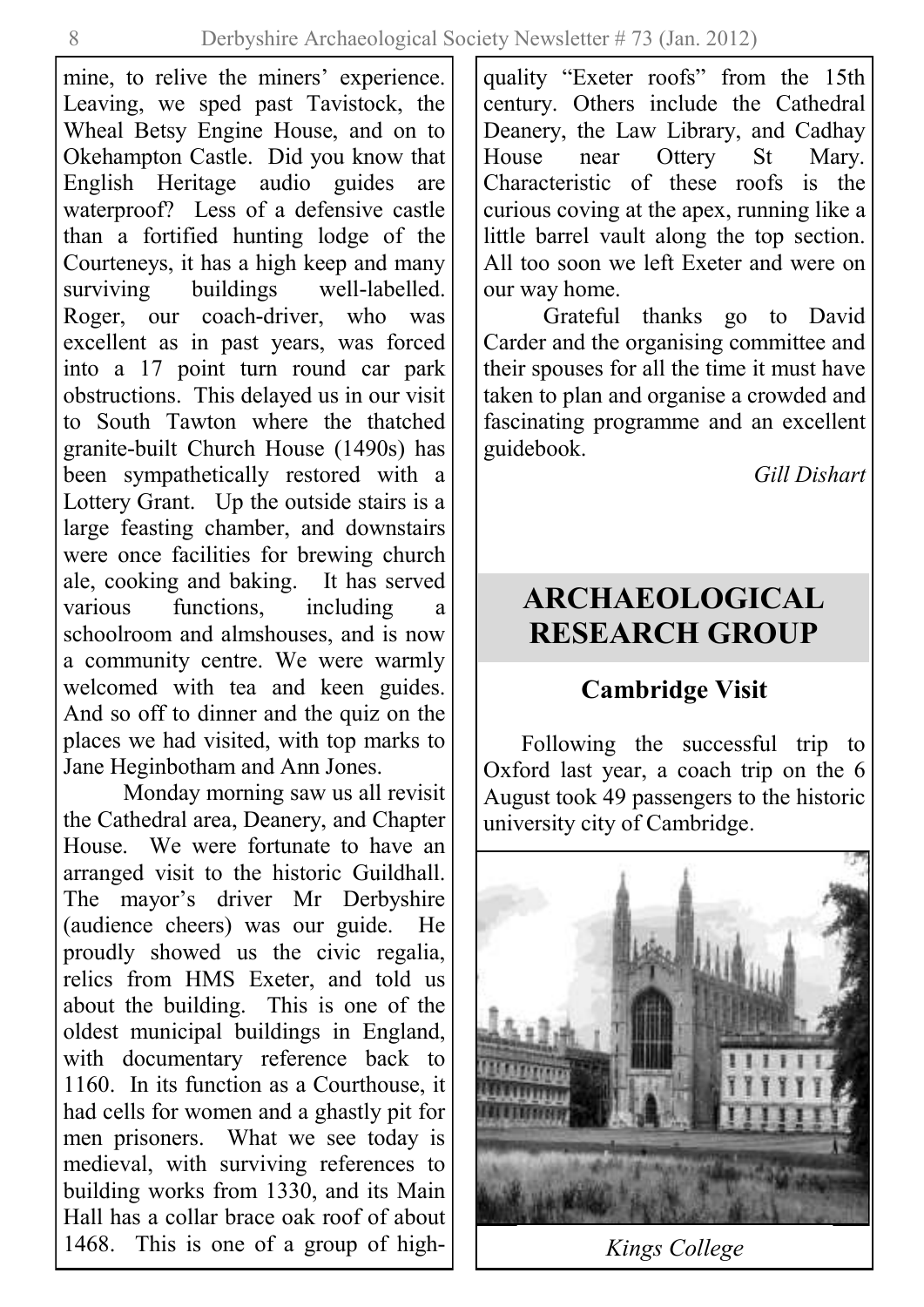mine, to relive the miners' experience. Leaving, we sped past Tavistock, the Wheal Betsy Engine House, and on to Okehampton Castle. Did you know that English Heritage audio guides are waterproof? Less of a defensive castle than a fortified hunting lodge of the Courteneys, it has a high keep and many surviving buildings well-labelled. Roger, our coach-driver, who was excellent as in past years, was forced into a 17 point turn round car park obstructions. This delayed us in our visit to South Tawton where the thatched granite-built Church House (1490s) has been sympathetically restored with a Lottery Grant. Up the outside stairs is a large feasting chamber, and downstairs were once facilities for brewing church ale, cooking and baking. It has served various functions, including a schoolroom and almshouses, and is now a community centre. We were warmly welcomed with tea and keen guides. And so off to dinner and the quiz on the places we had visited, with top marks to Jane Heginbotham and Ann Jones.

Monday morning saw us all revisit the Cathedral area, Deanery, and Chapter House. We were fortunate to have an arranged visit to the historic Guildhall. The mayor's driver Mr Derbyshire (audience cheers) was our guide. He proudly showed us the civic regalia, relics from HMS Exeter, and told us about the building. This is one of the oldest municipal buildings in England, with documentary reference back to 1160. In its function as a Courthouse, it had cells for women and a ghastly pit for men prisoners. What we see today is medieval, with surviving references to building works from 1330, and its Main Hall has a collar brace oak roof of about 1468. This is one of a group of high-quality "Exeter roofs" from the 15th century. Others include the Cathedral Deanery, the Law Library, and Cadhay House near Ottery St Mary. Characteristic of these roofs is the curious coving at the apex, running like a little barrel vault along the top section. All too soon we left Exeter and were on our way home.

Grateful thanks go to David Carder and the organising committee and their spouses for all the time it must have taken to plan and organise a crowded and fascinating programme and an excellent guidebook.

*Gill Dishart*

## ARCHAEOLOGICAL RESEARCH GROUP

### Cambridge Visit

Following the successful trip to Oxford last year, a coach trip on the 6 August took 49 passengers to the historic university city of Cambridge.

*Kings College*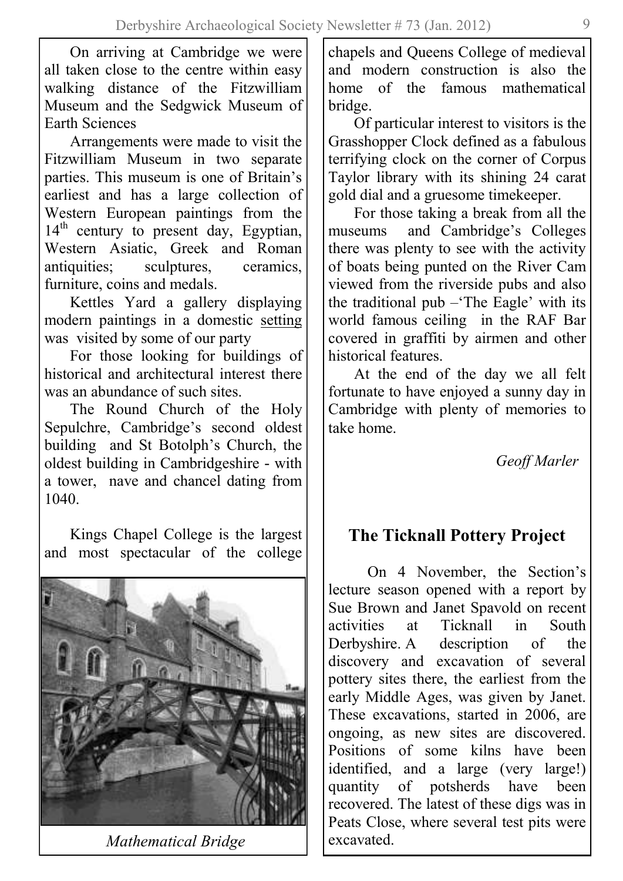On arriving at Cambridge we were all taken close to the centre within easy walking distance of the Fitzwilliam Museum and the Sedgwick Museum of Earth Sciences

Arrangements were made to visit the Fitzwilliam Museum in two separate parties. This museum is one of Britain's earliest and has a large collection of Western European paintings from the 14th century to present day, Egyptian, Western Asiatic, Greek and Roman antiquities; sculptures, ceramics, furniture, coins and medals.

Kettles Yard a gallery displaying modern paintings in a domestic setting was visited by some of our party

For those looking for buildings of historical and architectural interest there was an abundance of such sites.

The Round Church of the Holy Sepulchre, Cambridge's second oldest building and St Botolph's Church, the oldest building in Cambridgeshire - with a tower, nave and chancel dating from 1040.

Kings Chapel College is the largest and most spectacular of the college chapels and Queens College of medieval and modern construction is also the home of the famous mathematical bridge.

*Mathematical Bridge*

Of particular interest to visitors is the Grasshopper Clock defined as a fabulous terrifying clock on the corner of Corpus Taylor library with its shining 24 carat gold dial and a gruesome timekeeper.

For those taking a break from all the museums and Cambridge's Colleges there was plenty to see with the activity of boats being punted on the River Cam viewed from the riverside pubs and also the traditional pub –'The Eagle' with its world famous ceiling in the RAF Bar covered in graffiti by airmen and other historical features.

At the end of the day we all felt fortunate to have enjoyed a sunny day in Cambridge with plenty of memories to take home.

*Geoff Marler*

## The Ticknall Pottery Project

On 4 November, the Section's lecture season opened with a report by Sue Brown and Janet Spavold on recent activities at Ticknall in South Derbyshire. A description of the discovery and excavation of several pottery sites there, the earliest from the early Middle Ages, was given by Janet. These excavations, started in 2006, are ongoing, as new sites are discovered. Positions of some kilns have been identified, and a large (very large!) quantity of potsherds have been recovered. The latest of these digs was in Peats Close, where several test pits were excavated.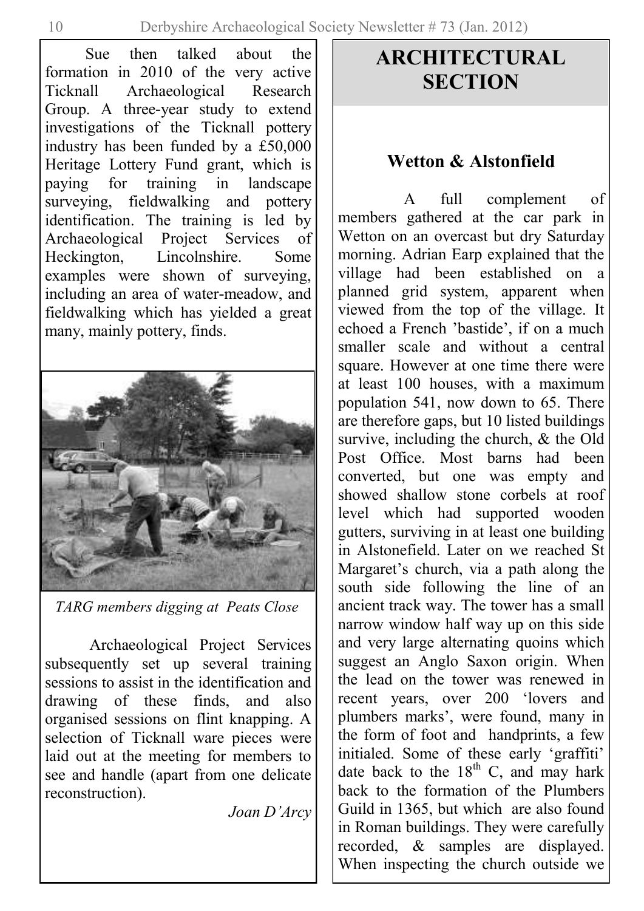Sue then talked about the formation in 2010 of the very active Ticknall Archaeological Research Group. A three-year study to extend investigations of the Ticknall pottery industry has been funded by a £50,000 Heritage Lottery Fund grant, which is paying for training in landscape surveying, fieldwalking and pottery identification. The training is led by Archaeological Project Services of Heckington, Lincolnshire. Some examples were shown of surveying, including an area of water-meadow, and fieldwalking which has yielded a great many, mainly pottery, finds.

*TARG members digging at Peats Close*

Archaeological Project Services subsequently set up several training sessions to assist in the identification and drawing of these finds, and also organised sessions on flint knapping. A selection of Ticknall ware pieces were laid out at the meeting for members to see and handle (apart from one delicate reconstruction).

*Joan D'Arcy*

# ARCHITECTURAL SECTION

## Wetton & Alstonfield

A full complement of members gathered at the car park in Wetton on an overcast but dry Saturday morning. Adrian Earp explained that the village had been established on a planned grid system, apparent when viewed from the top of the village. It echoed a French 'bastide', if on a much smaller scale and without a central square. However at one time there were at least 100 houses, with a maximum population 541, now down to 65. There are therefore gaps, but 10 listed buildings survive, including the church, & the Old Post Office. Most barns had been converted, but one was empty and showed shallow stone corbels at roof level which had supported wooden gutters, surviving in at least one building in Alstonefield. Later on we reached St Margaret's church, via a path along the south side following the line of an ancient track way. The tower has a small narrow window half way up on this side and very large alternating quoins which suggest an Anglo Saxon origin. When the lead on the tower was renewed in recent years, over 200 'lovers and plumbers marks', were found, many in the form of foot and handprints, a few initialed. Some of these early 'graffiti' date back to the 18th C, and may hark back to the formation of the Plumbers Guild in 1365, but which are also found in Roman buildings. They were carefully recorded, & samples are displayed. When inspecting the church outside we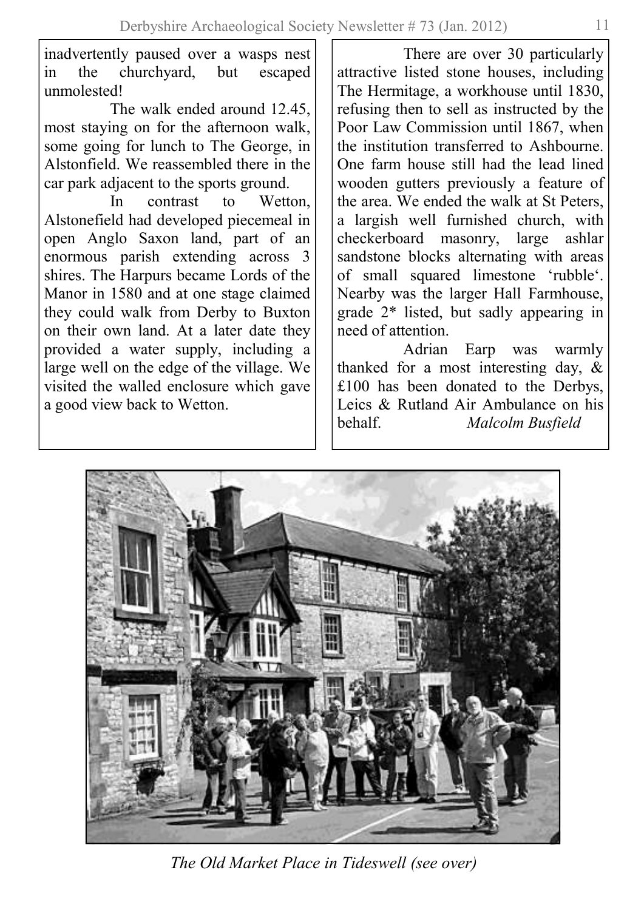inadvertently paused over a wasps nest in the churchyard, but escaped unmolested!

The walk ended around 12.45, most staying on for the afternoon walk, some going for lunch to The George, in Alstonfield. We reassembled there in the car park adjacent to the sports ground.

In contrast to Wetton, Alstonefield had developed piecemeal in open Anglo Saxon land, part of an enormous parish extending across 3 shires. The Harpurs became Lords of the Manor in 1580 and at one stage claimed they could walk from Derby to Buxton on their own land. At a later date they provided a water supply, including a large well on the edge of the village. We visited the walled enclosure which gave a good view back to Wetton.

There are over 30 particularly attractive listed stone houses, including The Hermitage, a workhouse until 1830, refusing then to sell as instructed by the Poor Law Commission until 1867, when the institution transferred to Ashbourne. One farm house still had the lead lined wooden gutters previously a feature of the area. We ended the walk at St Peters, a largish well furnished church, with checkerboard masonry, large ashlar sandstone blocks alternating with areas of small squared limestone 'rubble'. Nearby was the larger Hall Farmhouse, grade 2* listed, but sadly appearing in need of attention.

Adrian Earp was warmly thanked for a most interesting day, & £100 has been donated to the Derbys, Leics & Rutland Air Ambulance on his behalf. *Malcolm Busfield*

*The Old Market Place in Tideswell (see over)*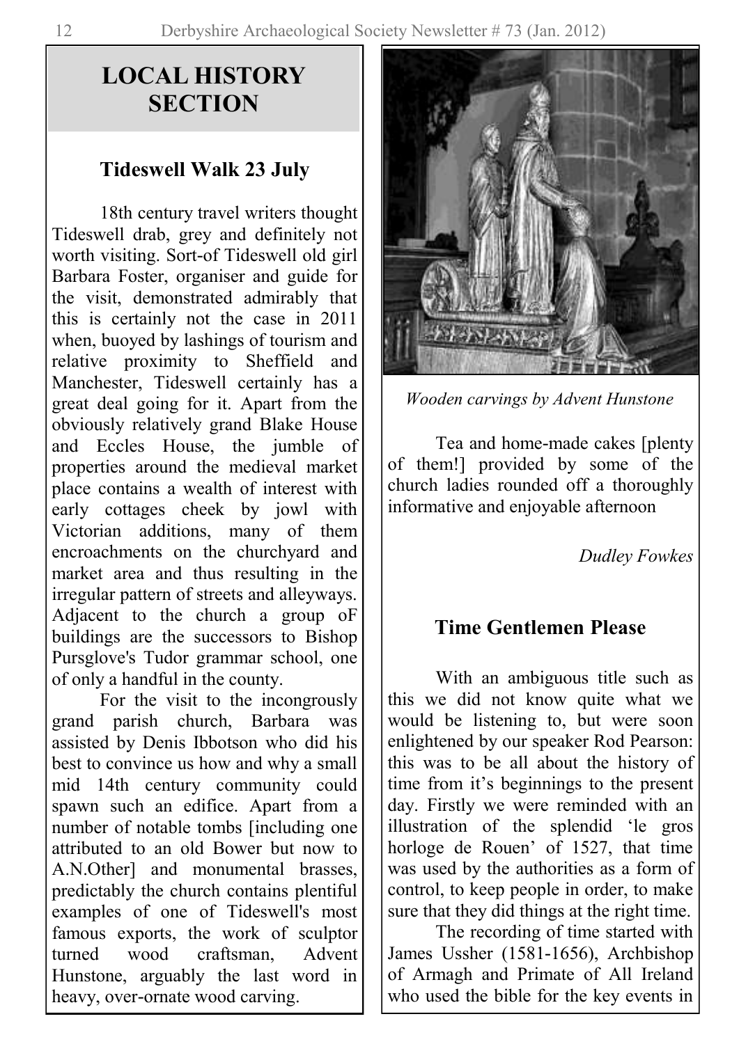## LOCAL HISTORY SECTION

### Tideswell Walk 23 July

18th century travel writers thought Tideswell drab, grey and definitely not worth visiting. Sort-of Tideswell old girl Barbara Foster, organiser and guide for the visit, demonstrated admirably that this is certainly not the case in 2011 when, buoyed by lashings of tourism and relative proximity to Sheffield and Manchester, Tideswell certainly has a great deal going for it. Apart from the obviously relatively grand Blake House and Eccles House, the jumble of properties around the medieval market place contains a wealth of interest with early cottages cheek by jowl with Victorian additions, many of them encroachments on the churchyard and market area and thus resulting in the irregular pattern of streets and alleyways. Adjacent to the church a group oF buildings are the successors to Bishop Pursglove's Tudor grammar school, one of only a handful in the county.

For the visit to the incongrously grand parish church, Barbara was assisted by Denis Ibbotson who did his best to convince us how and why a small mid 14th century community could spawn such an edifice. Apart from a number of notable tombs [including one attributed to an old Bower but now to A.N.Other] and monumental brasses, predictably the church contains plentiful examples of one of Tideswell's most famous exports, the work of sculptor turned wood craftsman, Advent Hunstone, arguably the last word in heavy, over-ornate wood carving.

*Wooden carvings by Advent Hunstone*

Tea and home-made cakes [plenty of them!] provided by some of the church ladies rounded off a thoroughly informative and enjoyable afternoon

*Dudley Fowkes*

### Time Gentlemen Please

With an ambiguous title such as this we did not know quite what we would be listening to, but were soon enlightened by our speaker Rod Pearson: this was to be all about the history of time from it's beginnings to the present day. Firstly we were reminded with an illustration of the splendid 'le gros horloge de Rouen' of 1527, that time was used by the authorities as a form of control, to keep people in order, to make sure that they did things at the right time.

The recording of time started with James Ussher (1581-1656), Archbishop of Armagh and Primate of All Ireland who used the bible for the key events in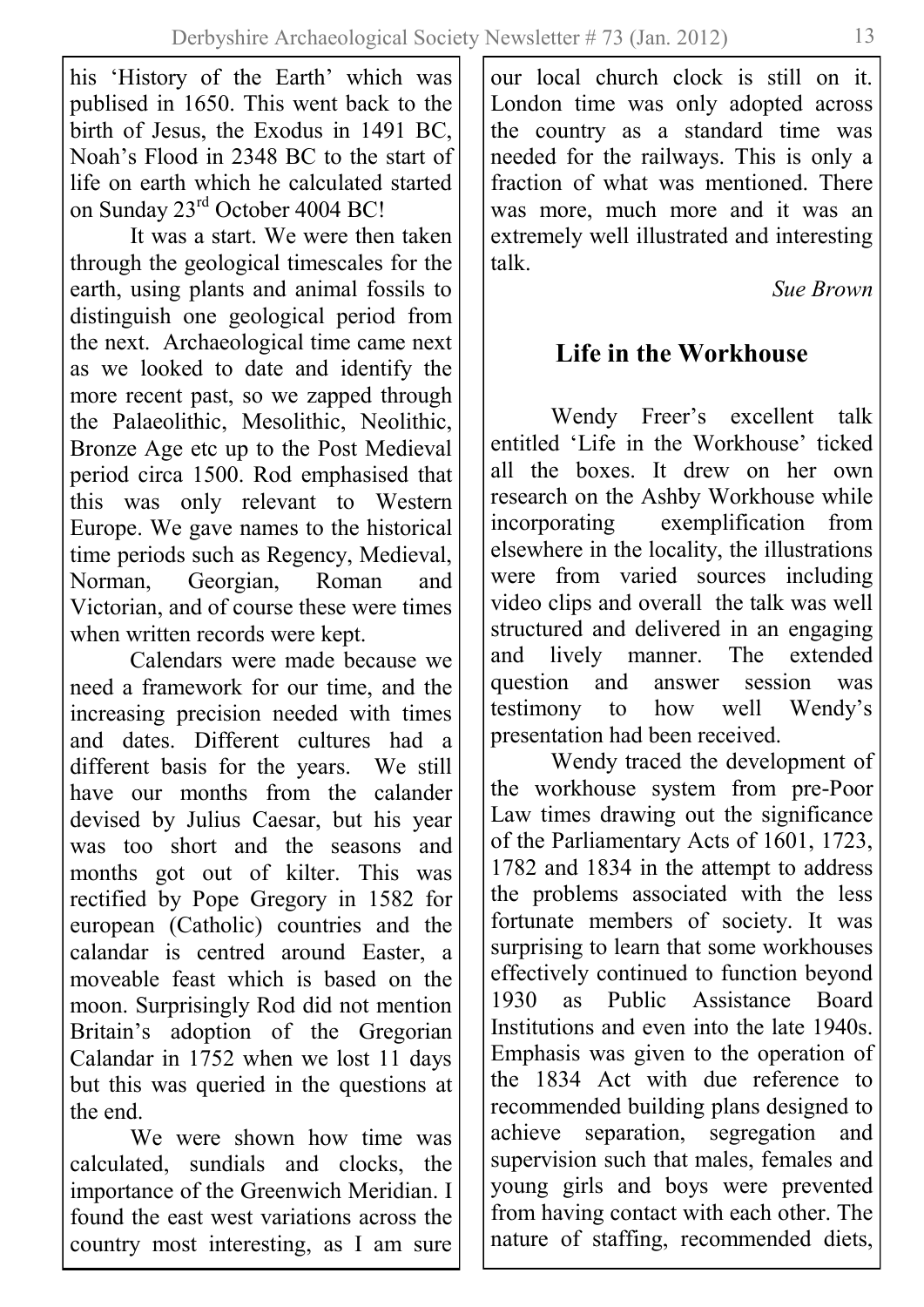his 'History of the Earth' which was publised in 1650. This went back to the birth of Jesus, the Exodus in 1491 BC, Noah's Flood in 2348 BC to the start of life on earth which he calculated started on Sunday 23rd October 4004 BC!

It was a start. We were then taken through the geological timescales for the earth, using plants and animal fossils to distinguish one geological period from the next. Archaeological time came next as we looked to date and identify the more recent past, so we zapped through the Palaeolithic, Mesolithic, Neolithic, Bronze Age etc up to the Post Medieval period circa 1500. Rod emphasised that this was only relevant to Western Europe. We gave names to the historical time periods such as Regency, Medieval, Norman, Georgian, Roman and Victorian, and of course these were times when written records were kept.

Calendars were made because we need a framework for our time, and the increasing precision needed with times and dates. Different cultures had a different basis for the years. We still have our months from the calander devised by Julius Caesar, but his year was too short and the seasons and months got out of kilter. This was rectified by Pope Gregory in 1582 for european (Catholic) countries and the calandar is centred around Easter, a moveable feast which is based on the moon. Surprisingly Rod did not mention Britain's adoption of the Gregorian Calandar in 1752 when we lost 11 days but this was queried in the questions at the end.

We were shown how time was calculated, sundials and clocks, the importance of the Greenwich Meridian. I found the east west variations across the country most interesting, as I am sure our local church clock is still on it. London time was only adopted across the country as a standard time was needed for the railways. This is only a fraction of what was mentioned. There was more, much more and it was an extremely well illustrated and interesting talk.

*Sue Brown*

## Life in the Workhouse

Wendy Freer's excellent talk entitled 'Life in the Workhouse' ticked all the boxes. It drew on her own research on the Ashby Workhouse while incorporating exemplification from elsewhere in the locality, the illustrations were from varied sources including video clips and overall the talk was well structured and delivered in an engaging and lively manner. The extended question and answer session was testimony to how well Wendy's presentation had been received.

Wendy traced the development of the workhouse system from pre-Poor Law times drawing out the significance of the Parliamentary Acts of 1601, 1723, 1782 and 1834 in the attempt to address the problems associated with the less fortunate members of society. It was surprising to learn that some workhouses effectively continued to function beyond 1930 as Public Assistance Board Institutions and even into the late 1940s. Emphasis was given to the operation of the 1834 Act with due reference to recommended building plans designed to achieve separation, segregation and supervision such that males, females and young girls and boys were prevented from having contact with each other. The nature of staffing, recommended diets,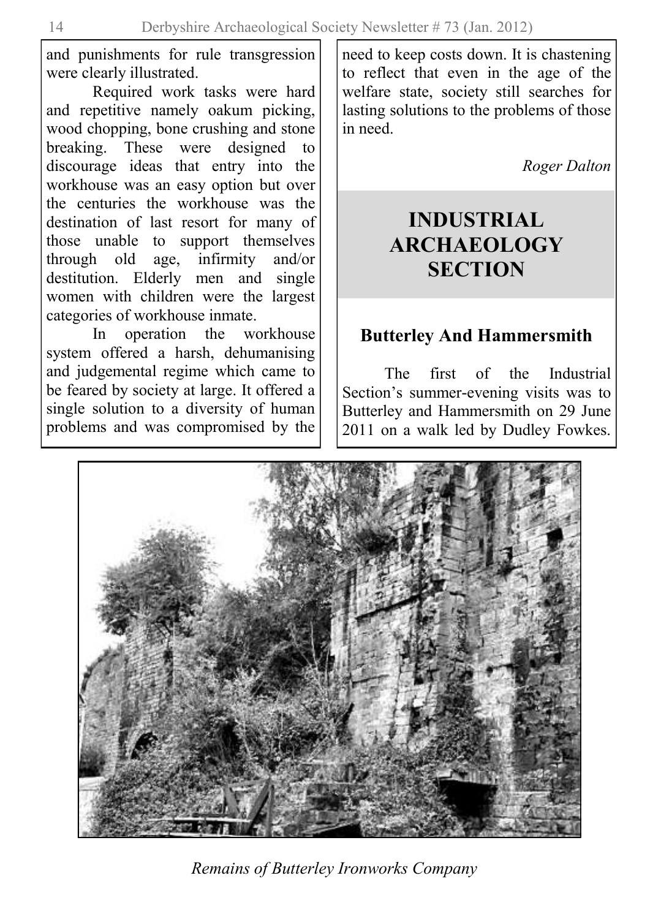and punishments for rule transgression were clearly illustrated.

Required work tasks were hard and repetitive namely oakum picking, wood chopping, bone crushing and stone breaking. These were designed to discourage ideas that entry into the workhouse was an easy option but over the centuries the workhouse was the destination of last resort for many of those unable to support themselves through old age, infirmity and/or destitution. Elderly men and single women with children were the largest categories of workhouse inmate.

In operation the workhouse system offered a harsh, dehumanising and judgemental regime which came to be feared by society at large. It offered a single solution to a diversity of human problems and was compromised by the need to keep costs down. It is chastening to reflect that even in the age of the welfare state, society still searches for lasting solutions to the problems of those in need.

*Roger Dalton*

# INDUSTRIAL ARCHAEOLOGY SECTION

## Butterley And Hammersmith

The first of the Industrial Section's summer-evening visits was to Butterley and Hammersmith on 29 June 2011 on a walk led by Dudley Fowkes.

*Remains of Butterley Ironworks Company*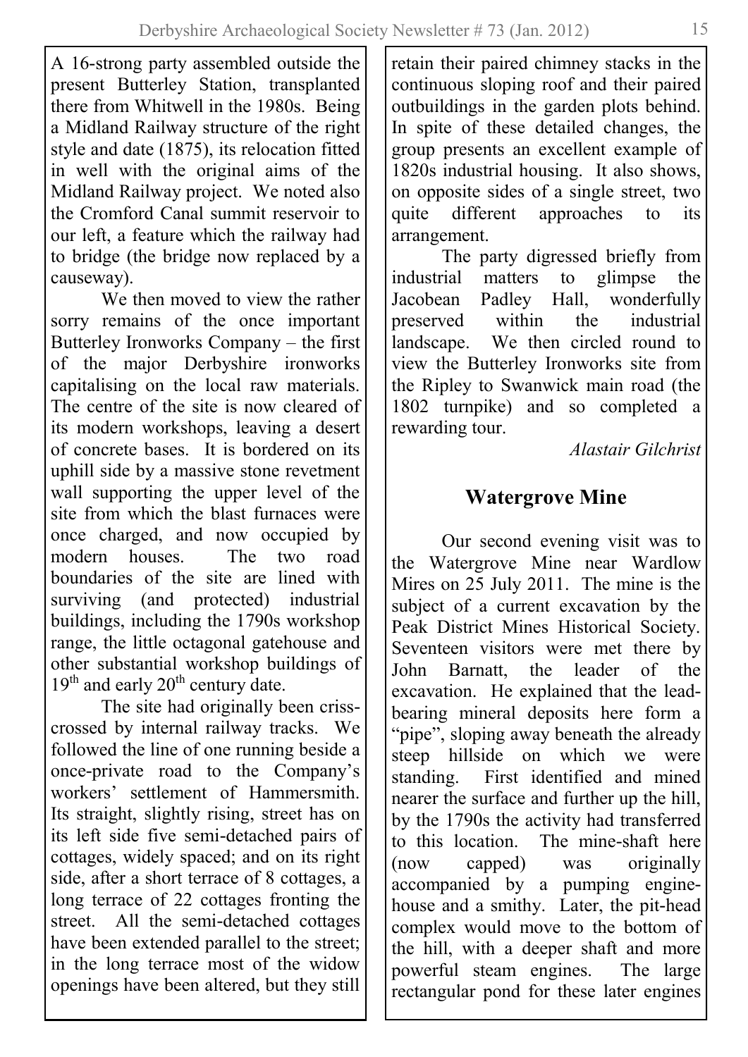A 16-strong party assembled outside the present Butterley Station, transplanted there from Whitwell in the 1980s. Being a Midland Railway structure of the right style and date (1875), its relocation fitted in well with the original aims of the Midland Railway project. We noted also the Cromford Canal summit reservoir to our left, a feature which the railway had to bridge (the bridge now replaced by a causeway).

We then moved to view the rather sorry remains of the once important Butterley Ironworks Company – the first of the major Derbyshire ironworks capitalising on the local raw materials. The centre of the site is now cleared of its modern workshops, leaving a desert of concrete bases. It is bordered on its uphill side by a massive stone revetment wall supporting the upper level of the site from which the blast furnaces were once charged, and now occupied by modern houses. The two road boundaries of the site are lined with surviving (and protected) industrial buildings, including the 1790s workshop range, the little octagonal gatehouse and other substantial workshop buildings of 19th and early 20th century date.

The site had originally been criss-crossed by internal railway tracks. We followed the line of one running beside a once-private road to the Company's workers' settlement of Hammersmith. Its straight, slightly rising, street has on its left side five semi-detached pairs of cottages, widely spaced; and on its right side, after a short terrace of 8 cottages, a long terrace of 22 cottages fronting the street. All the semi-detached cottages have been extended parallel to the street; in the long terrace most of the widow openings have been altered, but they still retain their paired chimney stacks in the continuous sloping roof and their paired outbuildings in the garden plots behind. In spite of these detailed changes, the group presents an excellent example of 1820s industrial housing. It also shows, on opposite sides of a single street, two quite different approaches to its arrangement.

The party digressed briefly from industrial matters to glimpse the Jacobean Padley Hall, wonderfully preserved within the industrial landscape. We then circled round to view the Butterley Ironworks site from the Ripley to Swanwick main road (the 1802 turnpike) and so completed a rewarding tour.

*Alastair Gilchrist*

## Watergrove Mine

Our second evening visit was to the Watergrove Mine near Wardlow Mires on 25 July 2011. The mine is the subject of a current excavation by the Peak District Mines Historical Society. Seventeen visitors were met there by John Barnatt, the leader of the excavation. He explained that the lead-bearing mineral deposits here form a "pipe", sloping away beneath the already steep hillside on which we were standing. First identified and mined nearer the surface and further up the hill, by the 1790s the activity had transferred to this location. The mine-shaft here (now capped) was originally accompanied by a pumping engine-house and a smithy. Later, the pit-head complex would move to the bottom of the hill, with a deeper shaft and more powerful steam engines. The large rectangular pond for these later engines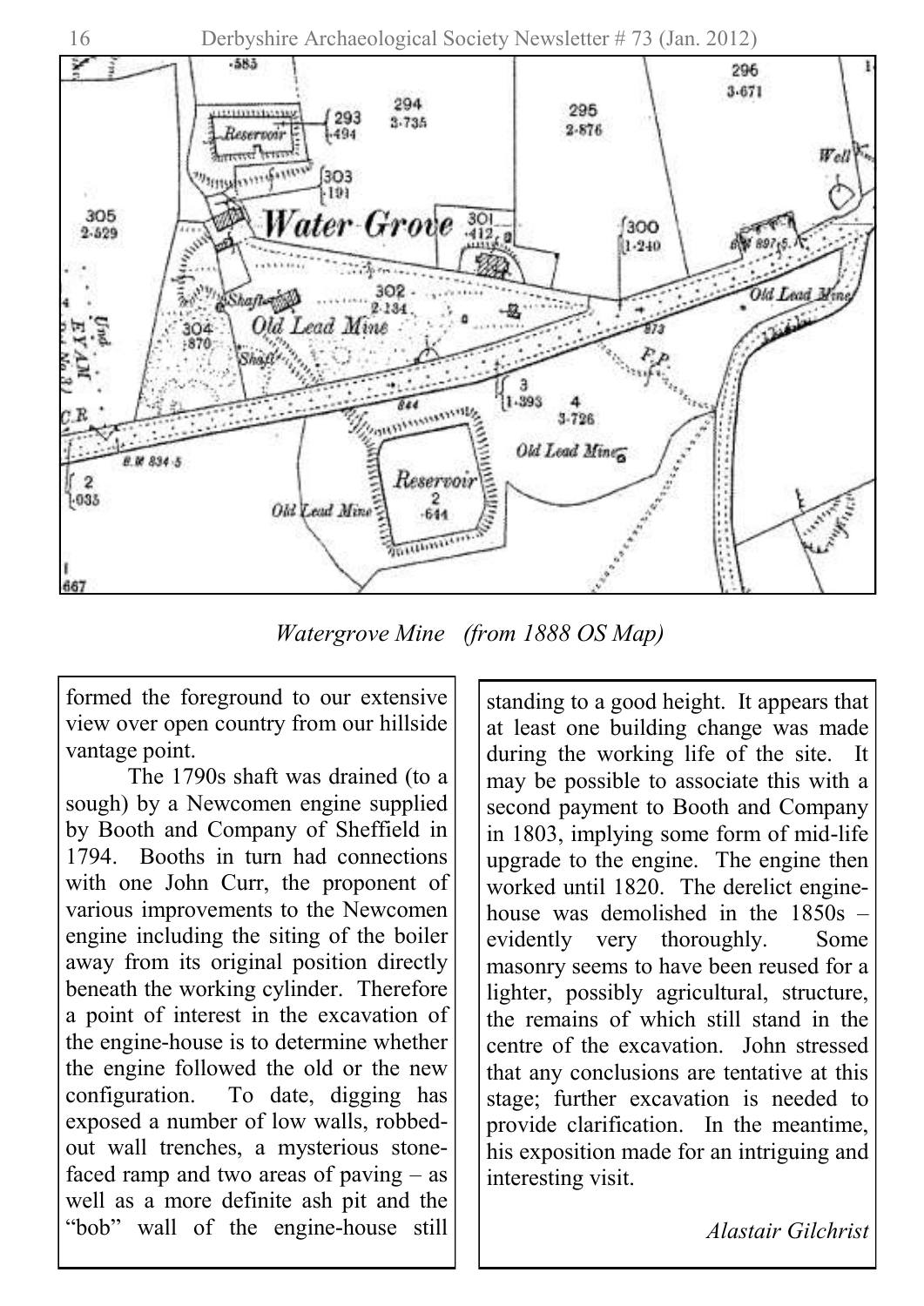*Watergrove Mine (from 1888 OS Map)*

formed the foreground to our extensive view over open country from our hillside vantage point.

The 1790s shaft was drained (to a sough) by a Newcomen engine supplied by Booth and Company of Sheffield in 1794. Booths in turn had connections with one John Curr, the proponent of various improvements to the Newcomen engine including the siting of the boiler away from its original position directly beneath the working cylinder. Therefore a point of interest in the excavation of the engine-house is to determine whether the engine followed the old or the new configuration. To date, digging has exposed a number of low walls, robbed-out wall trenches, a mysterious stone-faced ramp and two areas of paving – as well as a more definite ash pit and the "bob" wall of the engine-house still standing to a good height. It appears that at least one building change was made during the working life of the site. It may be possible to associate this with a second payment to Booth and Company in 1803, implying some form of mid-life upgrade to the engine. The engine then worked until 1820. The derelict engine-house was demolished in the 1850s – evidently very thoroughly. Some masonry seems to have been reused for a lighter, possibly agricultural, structure, the remains of which still stand in the centre of the excavation. John stressed that any conclusions are tentative at this stage; further excavation is needed to provide clarification. In the meantime, his exposition made for an intriguing and interesting visit.

*Alastair Gilchrist*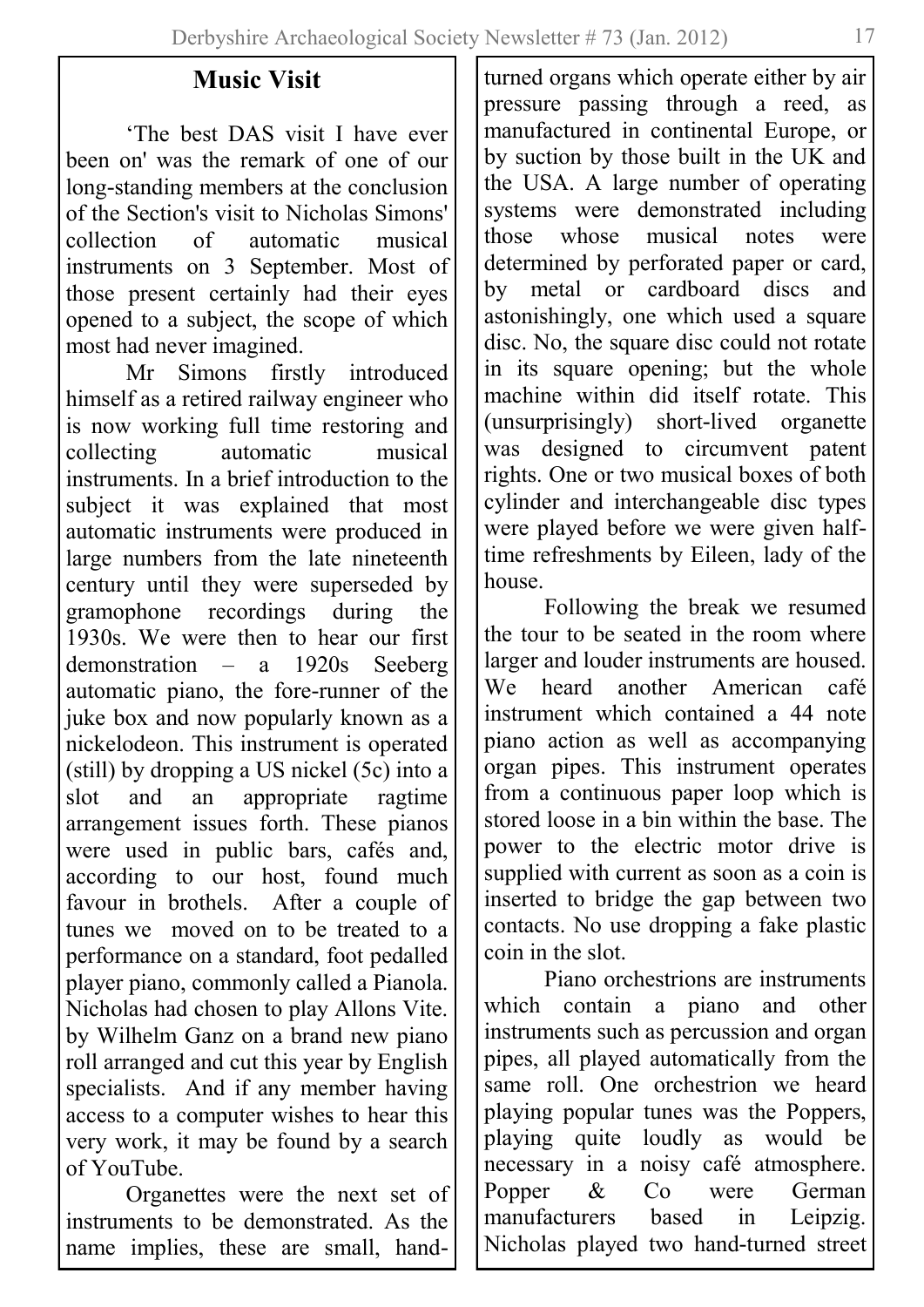## Music Visit

'The best DAS visit I have ever been on' was the remark of one of our long-standing members at the conclusion of the Section's visit to Nicholas Simons' collection of automatic musical instruments on 3 September. Most of those present certainly had their eyes opened to a subject, the scope of which most had never imagined.

Mr Simons firstly introduced himself as a retired railway engineer who is now working full time restoring and collecting automatic musical instruments. In a brief introduction to the subject it was explained that most automatic instruments were produced in large numbers from the late nineteenth century until they were superseded by gramophone recordings during the 1930s. We were then to hear our first demonstration – a 1920s Seeberg automatic piano, the fore-runner of the juke box and now popularly known as a nickelodeon. This instrument is operated (still) by dropping a US nickel (5c) into a slot and an appropriate ragtime arrangement issues forth. These pianos were used in public bars, cafés and, according to our host, found much favour in brothels. After a couple of tunes we moved on to be treated to a performance on a standard, foot pedalled player piano, commonly called a Pianola. Nicholas had chosen to play Allons Vite. by Wilhelm Ganz on a brand new piano roll arranged and cut this year by English specialists. And if any member having access to a computer wishes to hear this very work, it may be found by a search of YouTube.

Organettes were the next set of instruments to be demonstrated. As the name implies, these are small, hand-turned organs which operate either by air pressure passing through a reed, as manufactured in continental Europe, or by suction by those built in the UK and the USA. A large number of operating systems were demonstrated including those whose musical notes were determined by perforated paper or card, by metal or cardboard discs and astonishingly, one which used a square disc. No, the square disc could not rotate in its square opening; but the whole machine within did itself rotate. This (unsurprisingly) short-lived organette was designed to circumvent patent rights. One or two musical boxes of both cylinder and interchangeable disc types were played before we were given half-time refreshments by Eileen, lady of the house.

Following the break we resumed the tour to be seated in the room where larger and louder instruments are housed. We heard another American café instrument which contained a 44 note piano action as well as accompanying organ pipes. This instrument operates from a continuous paper loop which is stored loose in a bin within the base. The power to the electric motor drive is supplied with current as soon as a coin is inserted to bridge the gap between two contacts. No use dropping a fake plastic coin in the slot.

Piano orchestrions are instruments which contain a piano and other instruments such as percussion and organ pipes, all played automatically from the same roll. One orchestrion we heard playing popular tunes was the Poppers, playing quite loudly as would be necessary in a noisy café atmosphere. Popper & Co were German manufacturers based in Leipzig. Nicholas played two hand-turned street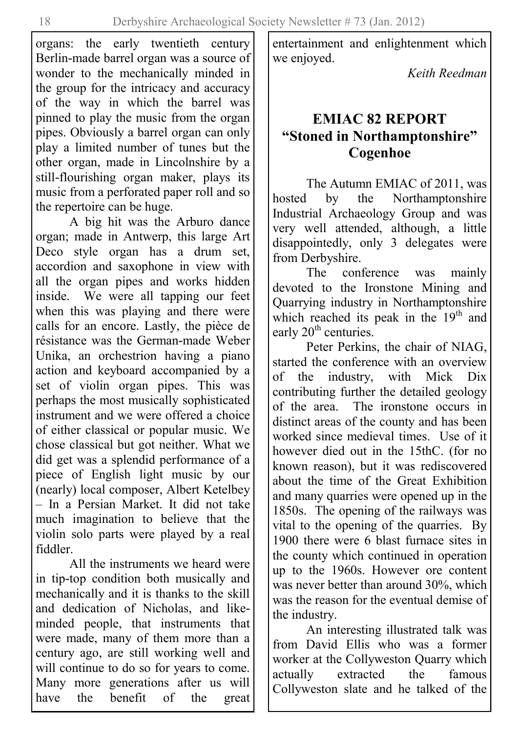organs: the early twentieth century Berlin-made barrel organ was a source of wonder to the mechanically minded in the group for the intricacy and accuracy of the way in which the barrel was pinned to play the music from the organ pipes. Obviously a barrel organ can only play a limited number of tunes but the other organ, made in Lincolnshire by a still-flourishing organ maker, plays its music from a perforated paper roll and so the repertoire can be huge.

A big hit was the Arburo dance organ; made in Antwerp, this large Art Deco style organ has a drum set, accordion and saxophone in view with all the organ pipes and works hidden inside. We were all tapping our feet when this was playing and there were calls for an encore. Lastly, the pièce de résistance was the German-made Weber Unika, an orchestrion having a piano action and keyboard accompanied by a set of violin organ pipes. This was perhaps the most musically sophisticated instrument and we were offered a choice of either classical or popular music. We chose classical but got neither. What we did get was a splendid performance of a piece of English light music by our (nearly) local composer, Albert Ketelbey – In a Persian Market. It did not take much imagination to believe that the violin solo parts were played by a real fiddler.

All the instruments we heard were in tip-top condition both musically and mechanically and it is thanks to the skill and dedication of Nicholas, and like-minded people, that instruments that were made, many of them more than a century ago, are still working well and will continue to do so for years to come. Many more generations after us will have the benefit of the great entertainment and enlightenment which we enjoyed.

*Keith Reedman*

## EMIAC 82 REPORT
## "Stoned in Northamptonshire"
## Cogenhoe

The Autumn EMIAC of 2011, was hosted by the Northamptonshire Industrial Archaeology Group and was very well attended, although, a little disappointedly, only 3 delegates were from Derbyshire.

The conference was mainly devoted to the Ironstone Mining and Quarrying industry in Northamptonshire which reached its peak in the 19th and early 20th centuries.

Peter Perkins, the chair of NIAG, started the conference with an overview of the industry, with Mick Dix contributing further the detailed geology of the area. The ironstone occurs in distinct areas of the county and has been worked since medieval times. Use of it however died out in the 15thC. (for no known reason), but it was rediscovered about the time of the Great Exhibition and many quarries were opened up in the 1850s. The opening of the railways was vital to the opening of the quarries. By 1900 there were 6 blast furnace sites in the county which continued in operation up to the 1960s. However ore content was never better than around 30%, which was the reason for the eventual demise of the industry.

An interesting illustrated talk was from David Ellis who was a former worker at the Collyweston Quarry which actually extracted the famous Collyweston slate and he talked of the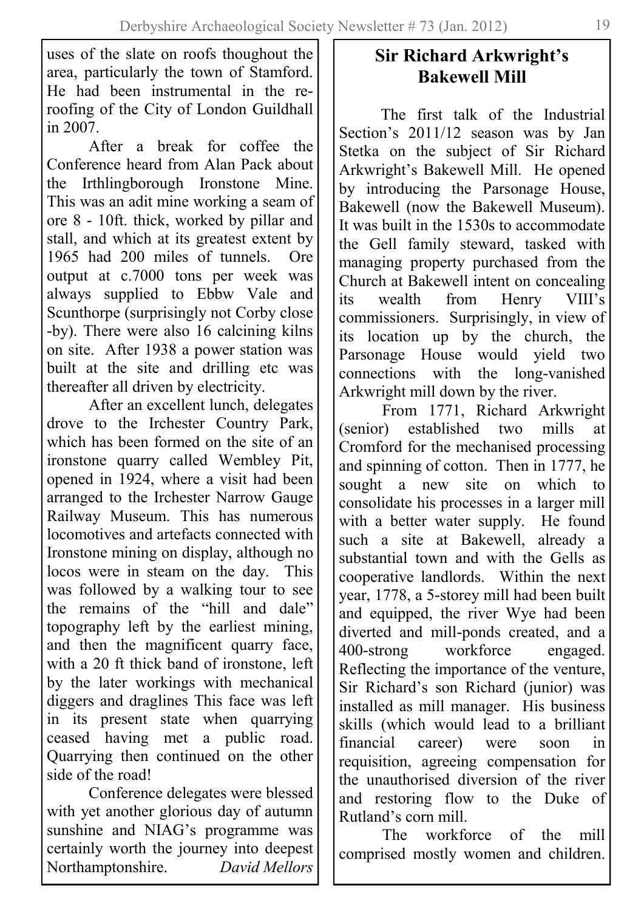uses of the slate on roofs thoughout the area, particularly the town of Stamford. He had been instrumental in the re-roofing of the City of London Guildhall in 2007.

After a break for coffee the Conference heard from Alan Pack about the Irthlingborough Ironstone Mine. This was an adit mine working a seam of ore 8 - 10ft. thick, worked by pillar and stall, and which at its greatest extent by 1965 had 200 miles of tunnels. Ore output at c.7000 tons per week was always supplied to Ebbw Vale and Scunthorpe (surprisingly not Corby close -by). There were also 16 calcining kilns on site. After 1938 a power station was built at the site and drilling etc was thereafter all driven by electricity.

After an excellent lunch, delegates drove to the Irchester Country Park, which has been formed on the site of an ironstone quarry called Wembley Pit, opened in 1924, where a visit had been arranged to the Irchester Narrow Gauge Railway Museum. This has numerous locomotives and artefacts connected with Ironstone mining on display, although no locos were in steam on the day. This was followed by a walking tour to see the remains of the "hill and dale" topography left by the earliest mining, and then the magnificent quarry face, with a 20 ft thick band of ironstone, left by the later workings with mechanical diggers and draglines This face was left in its present state when quarrying ceased having met a public road. Quarrying then continued on the other side of the road!

Conference delegates were blessed with yet another glorious day of autumn sunshine and NIAG's programme was certainly worth the journey into deepest Northamptonshire. *David Mellors*

## Sir Richard Arkwright's Bakewell Mill

The first talk of the Industrial Section's 2011/12 season was by Jan Stetka on the subject of Sir Richard Arkwright's Bakewell Mill. He opened by introducing the Parsonage House, Bakewell (now the Bakewell Museum). It was built in the 1530s to accommodate the Gell family steward, tasked with managing property purchased from the Church at Bakewell intent on concealing its wealth from Henry VIII's commissioners. Surprisingly, in view of its location up by the church, the Parsonage House would yield two connections with the long-vanished Arkwright mill down by the river.

From 1771, Richard Arkwright (senior) established two mills at Cromford for the mechanised processing and spinning of cotton. Then in 1777, he sought a new site on which to consolidate his processes in a larger mill with a better water supply. He found such a site at Bakewell, already a substantial town and with the Gells as cooperative landlords. Within the next year, 1778, a 5-storey mill had been built and equipped, the river Wye had been diverted and mill-ponds created, and a 400-strong workforce engaged. Reflecting the importance of the venture, Sir Richard's son Richard (junior) was installed as mill manager. His business skills (which would lead to a brilliant financial career) were soon in requisition, agreeing compensation for the unauthorised diversion of the river and restoring flow to the Duke of Rutland's corn mill.

The workforce of the mill comprised mostly women and children.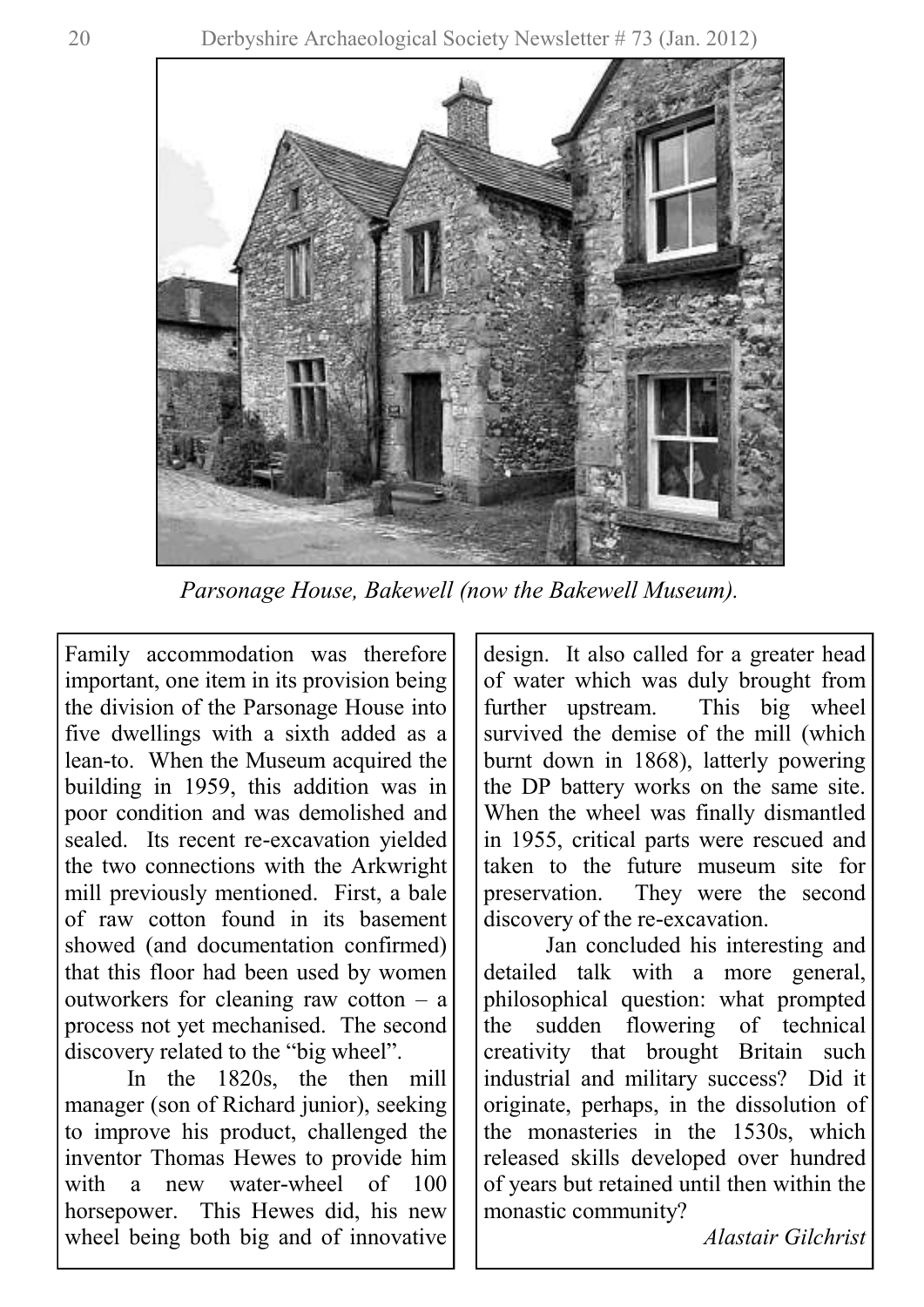*Parsonage House, Bakewell (now the Bakewell Museum).*

Family accommodation was therefore important, one item in its provision being the division of the Parsonage House into five dwellings with a sixth added as a lean-to. When the Museum acquired the building in 1959, this addition was in poor condition and was demolished and sealed. Its recent re-excavation yielded the two connections with the Arkwright mill previously mentioned. First, a bale of raw cotton found in its basement showed (and documentation confirmed) that this floor had been used by women outworkers for cleaning raw cotton – a process not yet mechanised. The second discovery related to the "big wheel".

In the 1820s, the then mill manager (son of Richard junior), seeking to improve his product, challenged the inventor Thomas Hewes to provide him with a new water-wheel of 100 horsepower. This Hewes did, his new wheel being both big and of innovative design. It also called for a greater head of water which was duly brought from further upstream. This big wheel survived the demise of the mill (which burnt down in 1868), latterly powering the DP battery works on the same site. When the wheel was finally dismantled in 1955, critical parts were rescued and taken to the future museum site for preservation. They were the second discovery of the re-excavation.

Jan concluded his interesting and detailed talk with a more general, philosophical question: what prompted the sudden flowering of technical creativity that brought Britain such industrial and military success? Did it originate, perhaps, in the dissolution of the monasteries in the 1530s, which released skills developed over hundred of years but retained until then within the monastic community?

*Alastair Gilchrist*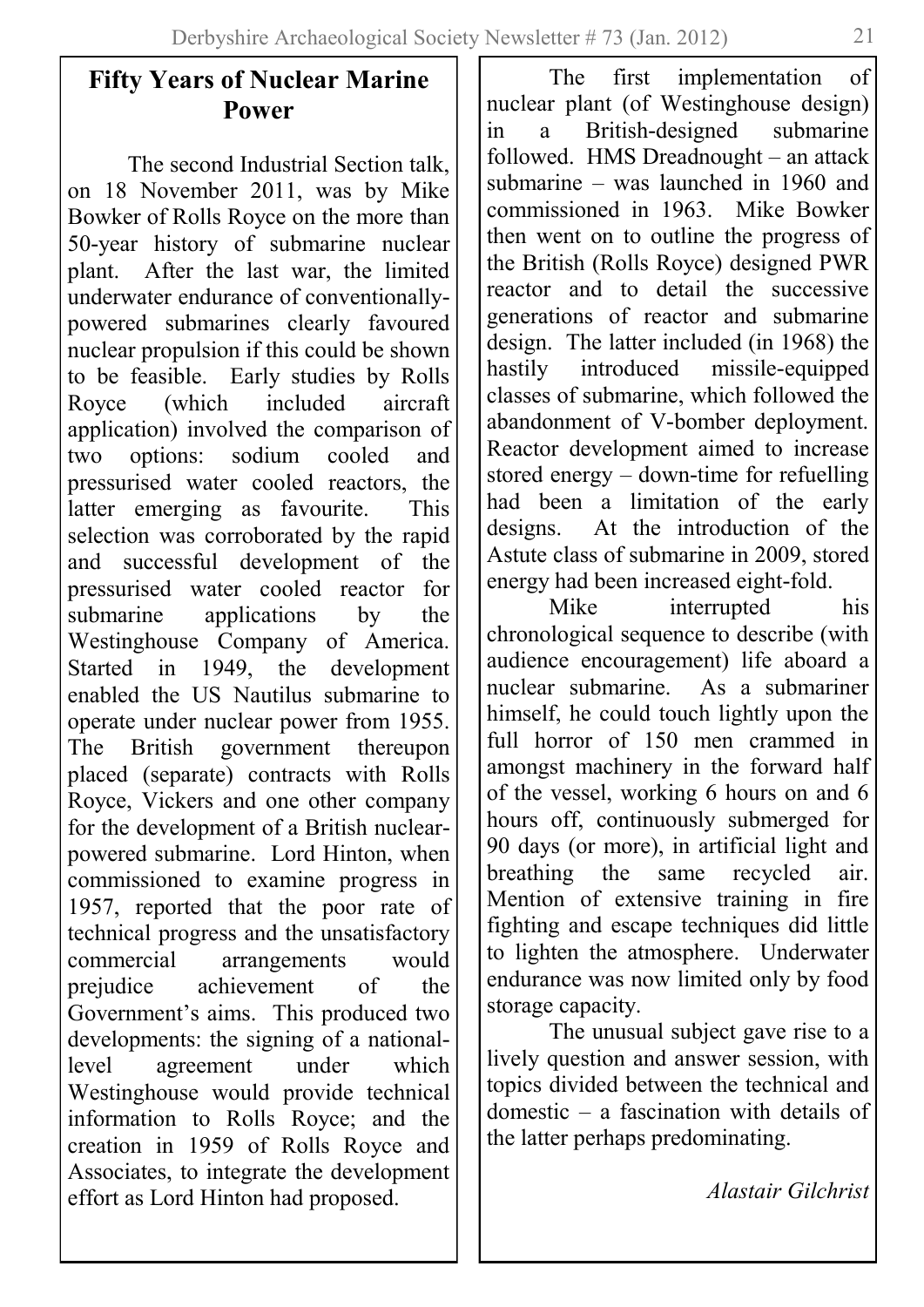## Fifty Years of Nuclear Marine Power

The second Industrial Section talk, on 18 November 2011, was by Mike Bowker of Rolls Royce on the more than 50-year history of submarine nuclear plant. After the last war, the limited underwater endurance of conventionally-powered submarines clearly favoured nuclear propulsion if this could be shown to be feasible. Early studies by Rolls Royce (which included aircraft application) involved the comparison of two options: sodium cooled and pressurised water cooled reactors, the latter emerging as favourite. This selection was corroborated by the rapid and successful development of the pressurised water cooled reactor for submarine applications by the Westinghouse Company of America. Started in 1949, the development enabled the US Nautilus submarine to operate under nuclear power from 1955. The British government thereupon placed (separate) contracts with Rolls Royce, Vickers and one other company for the development of a British nuclear-powered submarine. Lord Hinton, when commissioned to examine progress in 1957, reported that the poor rate of technical progress and the unsatisfactory commercial arrangements would prejudice achievement of the Government's aims. This produced two developments: the signing of a national-level agreement under which Westinghouse would provide technical information to Rolls Royce; and the creation in 1959 of Rolls Royce and Associates, to integrate the development effort as Lord Hinton had proposed.

The first implementation of nuclear plant (of Westinghouse design) in a British-designed submarine followed. HMS Dreadnought – an attack submarine – was launched in 1960 and commissioned in 1963. Mike Bowker then went on to outline the progress of the British (Rolls Royce) designed PWR reactor and to detail the successive generations of reactor and submarine design. The latter included (in 1968) the hastily introduced missile-equipped classes of submarine, which followed the abandonment of V-bomber deployment. Reactor development aimed to increase stored energy – down-time for refuelling had been a limitation of the early designs. At the introduction of the Astute class of submarine in 2009, stored energy had been increased eight-fold.

Mike interrupted his chronological sequence to describe (with audience encouragement) life aboard a nuclear submarine. As a submariner himself, he could touch lightly upon the full horror of 150 men crammed in amongst machinery in the forward half of the vessel, working 6 hours on and 6 hours off, continuously submerged for 90 days (or more), in artificial light and breathing the same recycled air. Mention of extensive training in fire fighting and escape techniques did little to lighten the atmosphere. Underwater endurance was now limited only by food storage capacity.

The unusual subject gave rise to a lively question and answer session, with topics divided between the technical and domestic – a fascination with details of the latter perhaps predominating.

*Alastair Gilchrist*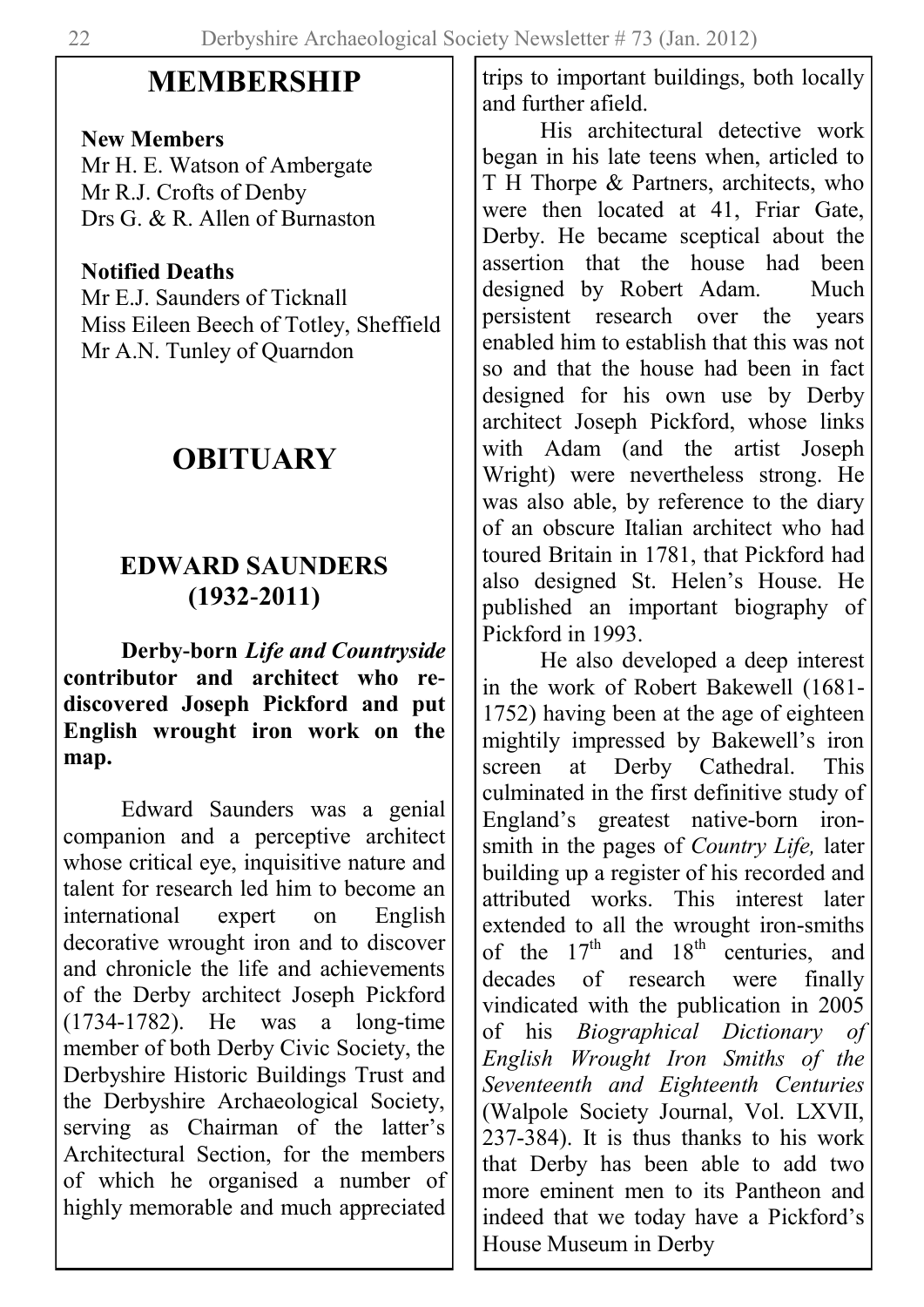# MEMBERSHIP

**New Members**
Mr H. E. Watson of Ambergate
Mr R.J. Crofts of Denby
Drs G. & R. Allen of Burnaston

**Notified Deaths**
Mr E.J. Saunders of Ticknall
Miss Eileen Beech of Totley, Sheffield
Mr A.N. Tunley of Quarndon

# OBITUARY

## EDWARD SAUNDERS (1932-2011)

**Derby-born *Life and Countryside* contributor and architect who re-discovered Joseph Pickford and put English wrought iron work on the map.**

Edward Saunders was a genial companion and a perceptive architect whose critical eye, inquisitive nature and talent for research led him to become an international expert on English decorative wrought iron and to discover and chronicle the life and achievements of the Derby architect Joseph Pickford (1734-1782). He was a long-time member of both Derby Civic Society, the Derbyshire Historic Buildings Trust and the Derbyshire Archaeological Society, serving as Chairman of the latter's Architectural Section, for the members of which he organised a number of highly memorable and much appreciated trips to important buildings, both locally and further afield.

His architectural detective work began in his late teens when, articled to T H Thorpe & Partners, architects, who were then located at 41, Friar Gate, Derby. He became sceptical about the assertion that the house had been designed by Robert Adam. Much persistent research over the years enabled him to establish that this was not so and that the house had been in fact designed for his own use by Derby architect Joseph Pickford, whose links with Adam (and the artist Joseph Wright) were nevertheless strong. He was also able, by reference to the diary of an obscure Italian architect who had toured Britain in 1781, that Pickford had also designed St. Helen's House. He published an important biography of Pickford in 1993.

He also developed a deep interest in the work of Robert Bakewell (1681-1752) having been at the age of eighteen mightily impressed by Bakewell's iron screen at Derby Cathedral. This culminated in the first definitive study of England's greatest native-born iron-smith in the pages of *Country Life,* later building up a register of his recorded and attributed works. This interest later extended to all the wrought iron-smiths of the 17th and 18th centuries, and decades of research were finally vindicated with the publication in 2005 of his *Biographical Dictionary of English Wrought Iron Smiths of the Seventeenth and Eighteenth Centuries* (Walpole Society Journal, Vol. LXVII, 237-384). It is thus thanks to his work that Derby has been able to add two more eminent men to its Pantheon and indeed that we today have a Pickford's House Museum in Derby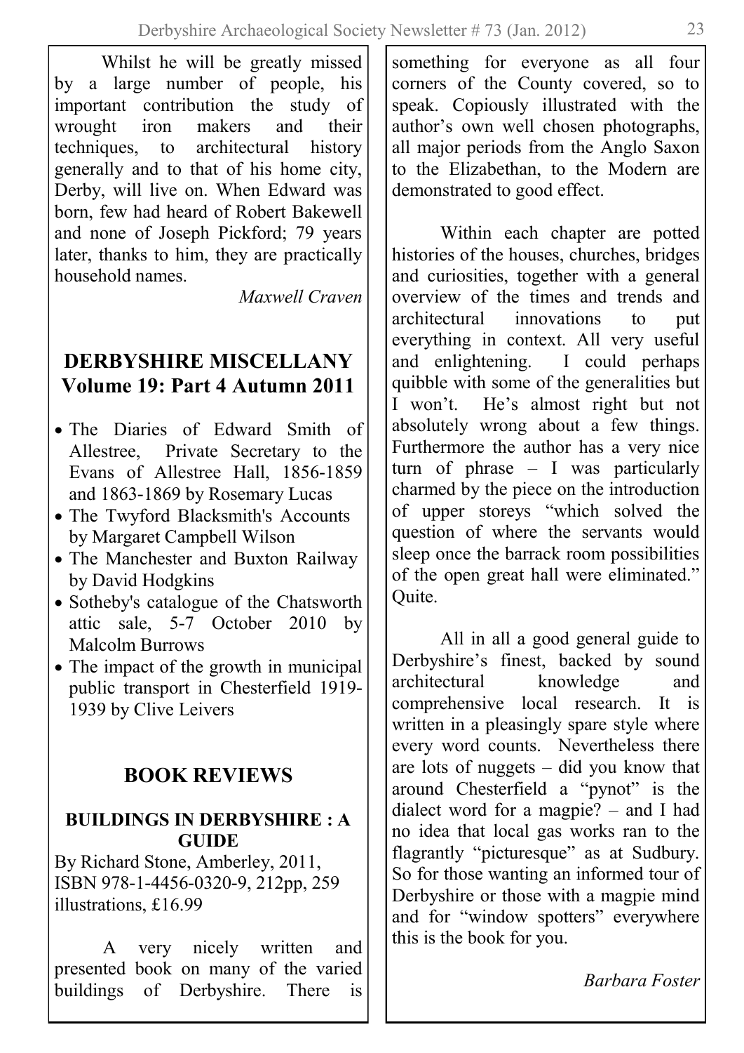Whilst he will be greatly missed by a large number of people, his important contribution the study of wrought iron makers and their techniques, to architectural history generally and to that of his home city, Derby, will live on. When Edward was born, few had heard of Robert Bakewell and none of Joseph Pickford; 79 years later, thanks to him, they are practically household names.

*Maxwell Craven*

## DERBYSHIRE MISCELLANY
## Volume 19: Part 4 Autumn 2011

- The Diaries of Edward Smith of Allestree, Private Secretary to the Evans of Allestree Hall, 1856-1859 and 1863-1869 by Rosemary Lucas
- The Twyford Blacksmith's Accounts by Margaret Campbell Wilson
- The Manchester and Buxton Railway by David Hodgkins
- Sotheby's catalogue of the Chatsworth attic sale, 5-7 October 2010 by Malcolm Burrows
- The impact of the growth in municipal public transport in Chesterfield 1919-1939 by Clive Leivers

## BOOK REVIEWS

### BUILDINGS IN DERBYSHIRE : A GUIDE

By Richard Stone, Amberley, 2011, ISBN 978-1-4456-0320-9, 212pp, 259 illustrations, £16.99

A very nicely written and presented book on many of the varied buildings of Derbyshire. There is something for everyone as all four corners of the County covered, so to speak. Copiously illustrated with the author's own well chosen photographs, all major periods from the Anglo Saxon to the Elizabethan, to the Modern are demonstrated to good effect.

Within each chapter are potted histories of the houses, churches, bridges and curiosities, together with a general overview of the times and trends and architectural innovations to put everything in context. All very useful and enlightening. I could perhaps quibble with some of the generalities but I won't. He's almost right but not absolutely wrong about a few things. Furthermore the author has a very nice turn of phrase – I was particularly charmed by the piece on the introduction of upper storeys "which solved the question of where the servants would sleep once the barrack room possibilities of the open great hall were eliminated." Quite.

All in all a good general guide to Derbyshire's finest, backed by sound architectural knowledge and comprehensive local research. It is written in a pleasingly spare style where every word counts. Nevertheless there are lots of nuggets – did you know that around Chesterfield a "pynot" is the dialect word for a magpie? – and I had no idea that local gas works ran to the flagrantly "picturesque" as at Sudbury. So for those wanting an informed tour of Derbyshire or those with a magpie mind and for "window spotters" everywhere this is the book for you.

*Barbara Foster*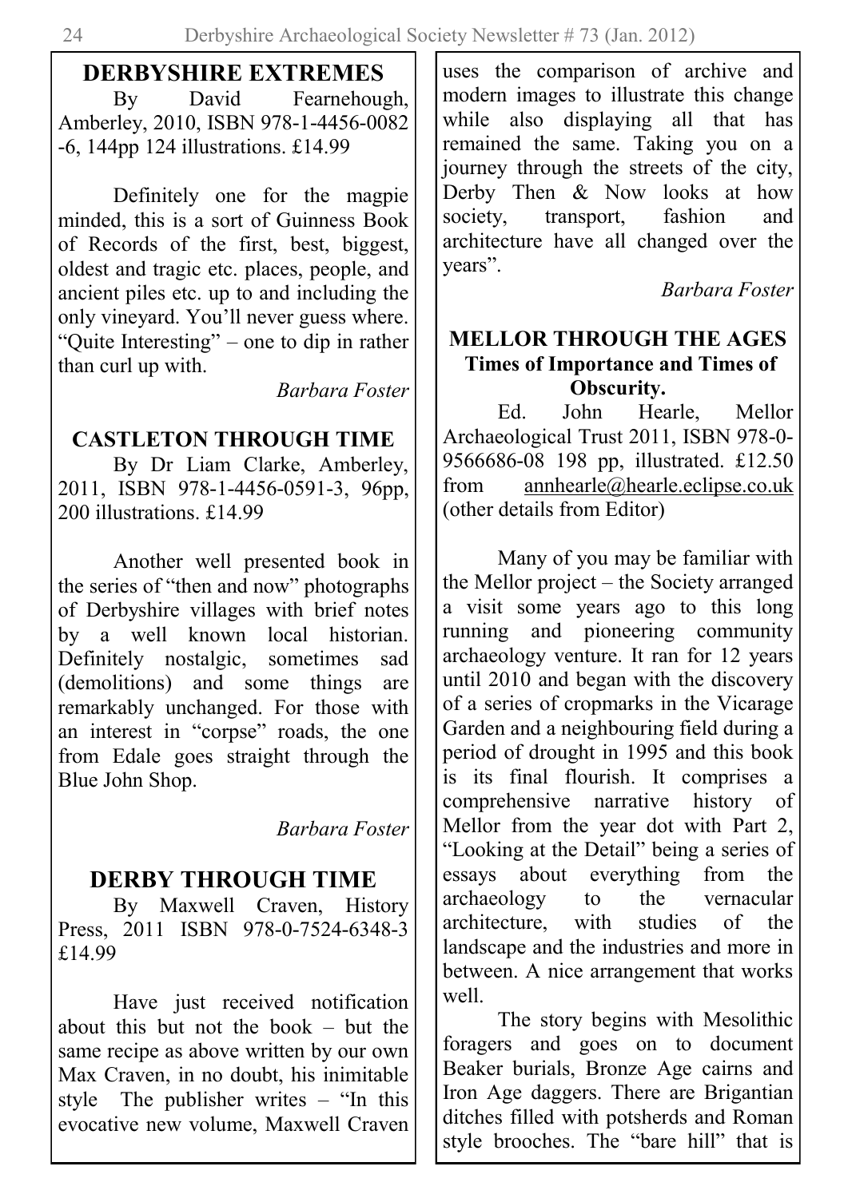## DERBYSHIRE EXTREMES

By David Fearnehough, Amberley, 2010, ISBN 978-1-4456-0082-6, 144pp 124 illustrations. £14.99

Definitely one for the magpie minded, this is a sort of Guinness Book of Records of the first, best, biggest, oldest and tragic etc. places, people, and ancient piles etc. up to and including the only vineyard. You'll never guess where. "Quite Interesting" – one to dip in rather than curl up with.

*Barbara Foster*

## CASTLETON THROUGH TIME

By Dr Liam Clarke, Amberley, 2011, ISBN 978-1-4456-0591-3, 96pp, 200 illustrations. £14.99

Another well presented book in the series of "then and now" photographs of Derbyshire villages with brief notes by a well known local historian. Definitely nostalgic, sometimes sad (demolitions) and some things are remarkably unchanged. For those with an interest in "corpse" roads, the one from Edale goes straight through the Blue John Shop.

*Barbara Foster*

## DERBY THROUGH TIME

By Maxwell Craven, History Press, 2011 ISBN 978-0-7524-6348-3 £14.99

Have just received notification about this but not the book – but the same recipe as above written by our own Max Craven, in no doubt, his inimitable style The publisher writes – "In this evocative new volume, Maxwell Craven uses the comparison of archive and modern images to illustrate this change while also displaying all that has remained the same. Taking you on a journey through the streets of the city, Derby Then & Now looks at how society, transport, fashion and architecture have all changed over the years".

*Barbara Foster*

## MELLOR THROUGH THE AGES

### Times of Importance and Times of Obscurity.

Ed. John Hearle, Mellor Archaeological Trust 2011, ISBN 978-0-9566686-08 198 pp, illustrated. £12.50 from annhearle@hearle.eclipse.co.uk (other details from Editor)

Many of you may be familiar with the Mellor project – the Society arranged a visit some years ago to this long running and pioneering community archaeology venture. It ran for 12 years until 2010 and began with the discovery of a series of cropmarks in the Vicarage Garden and a neighbouring field during a period of drought in 1995 and this book is its final flourish. It comprises a comprehensive narrative history of Mellor from the year dot with Part 2, "Looking at the Detail" being a series of essays about everything from the archaeology to the vernacular architecture, with studies of the landscape and the industries and more in between. A nice arrangement that works well.

The story begins with Mesolithic foragers and goes on to document Beaker burials, Bronze Age cairns and Iron Age daggers. There are Brigantian ditches filled with potsherds and Roman style brooches. The "bare hill" that is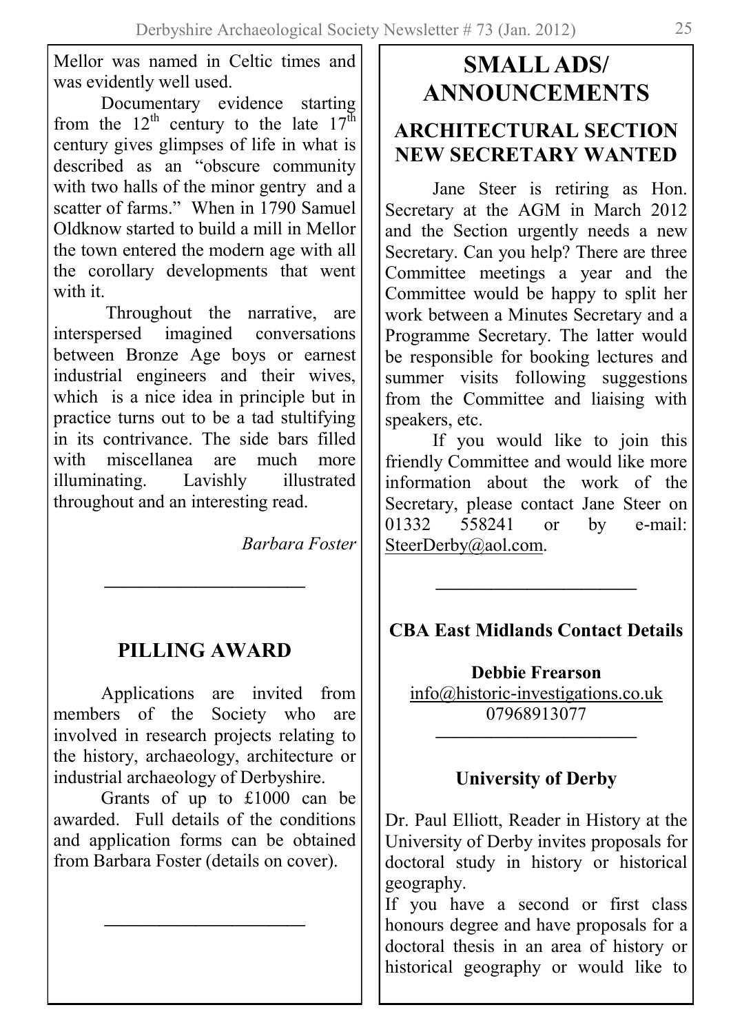Mellor was named in Celtic times and was evidently well used.

Documentary evidence starting from the 12th century to the late 17th century gives glimpses of life in what is described as an "obscure community with two halls of the minor gentry and a scatter of farms." When in 1790 Samuel Oldknow started to build a mill in Mellor the town entered the modern age with all the corollary developments that went with it.

Throughout the narrative, are interspersed imagined conversations between Bronze Age boys or earnest industrial engineers and their wives, which is a nice idea in principle but in practice turns out to be a tad stultifying in its contrivance. The side bars filled with miscellanea are much more illuminating. Lavishly illustrated throughout and an interesting read.

*Barbara Foster*

---

## PILLING AWARD

Applications are invited from members of the Society who are involved in research projects relating to the history, archaeology, architecture or industrial archaeology of Derbyshire.

Grants of up to £1000 can be awarded. Full details of the conditions and application forms can be obtained from Barbara Foster (details on cover).

---

# SMALL ADS/ ANNOUNCEMENTS

## ARCHITECTURAL SECTION NEW SECRETARY WANTED

Jane Steer is retiring as Hon. Secretary at the AGM in March 2012 and the Section urgently needs a new Secretary. Can you help? There are three Committee meetings a year and the Committee would be happy to split her work between a Minutes Secretary and a Programme Secretary. The latter would be responsible for booking lectures and summer visits following suggestions from the Committee and liaising with speakers, etc.

If you would like to join this friendly Committee and would like more information about the work of the Secretary, please contact Jane Steer on 01332 558241 or by e-mail: SteerDerby@aol.com.

---

### CBA East Midlands Contact Details

**Debbie Frearson**
info@historic-investigations.co.uk
07968913077

---

### University of Derby

Dr. Paul Elliott, Reader in History at the University of Derby invites proposals for doctoral study in history or historical geography.

If you have a second or first class honours degree and have proposals for a doctoral thesis in an area of history or historical geography or would like to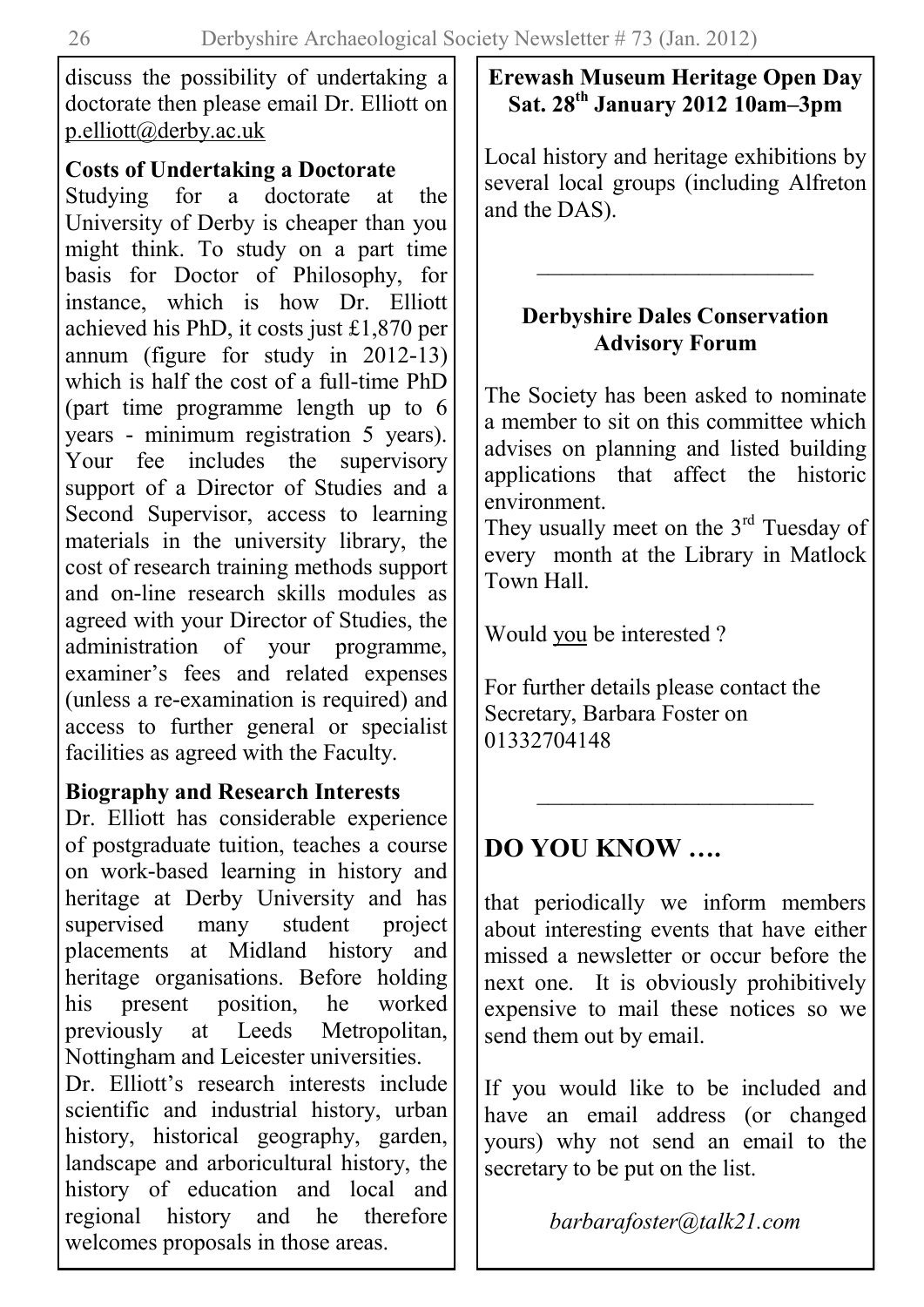discuss the possibility of undertaking a doctorate then please email Dr. Elliott on p.elliott@derby.ac.uk

**Costs of Undertaking a Doctorate**

Studying for a doctorate at the University of Derby is cheaper than you might think. To study on a part time basis for Doctor of Philosophy, for instance, which is how Dr. Elliott achieved his PhD, it costs just £1,870 per annum (figure for study in 2012-13) which is half the cost of a full-time PhD (part time programme length up to 6 years - minimum registration 5 years). Your fee includes the supervisory support of a Director of Studies and a Second Supervisor, access to learning materials in the university library, the cost of research training methods support and on-line research skills modules as agreed with your Director of Studies, the administration of your programme, examiner's fees and related expenses (unless a re-examination is required) and access to further general or specialist facilities as agreed with the Faculty.

**Biography and Research Interests**

Dr. Elliott has considerable experience of postgraduate tuition, teaches a course on work-based learning in history and heritage at Derby University and has supervised many student project placements at Midland history and heritage organisations. Before holding his present position, he worked previously at Leeds Metropolitan, Nottingham and Leicester universities.

Dr. Elliott's research interests include scientific and industrial history, urban history, historical geography, garden, landscape and arboricultural history, the history of education and local and regional history and he therefore welcomes proposals in those areas.

**Erewash Museum Heritage Open Day Sat. 28th January 2012 10am–3pm**

Local history and heritage exhibitions by several local groups (including Alfreton and the DAS).

---

**Derbyshire Dales Conservation Advisory Forum**

The Society has been asked to nominate a member to sit on this committee which advises on planning and listed building applications that affect the historic environment.

They usually meet on the 3rd Tuesday of every month at the Library in Matlock Town Hall.

Would you be interested ?

For further details please contact the Secretary, Barbara Foster on 01332704148

---

## DO YOU KNOW ….

that periodically we inform members about interesting events that have either missed a newsletter or occur before the next one. It is obviously prohibitively expensive to mail these notices so we send them out by email.

If you would like to be included and have an email address (or changed yours) why not send an email to the secretary to be put on the list.

*barbarafoster@talk21.com*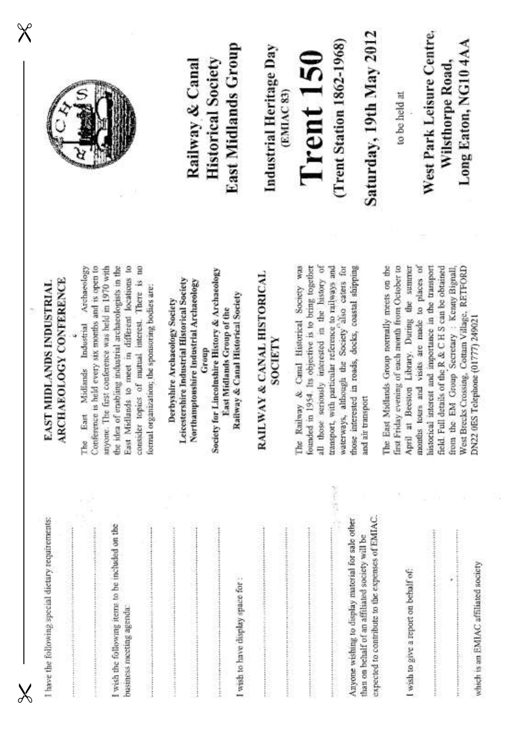I have the following special dietary requirements:

..........................................................................

..........................................................................

I wish the following items to be included on the business meeting agenda:

..........................................................................

..........................................................................

I wish to have display space for :

..........................................................................

..........................................................................

..........................................................................

Anyone wishing to display material for sale other than on behalf of an affiliated society will be expected to contribute to the expenses of EMIAC.

I wish to give a report on behalf of:

..........................................................................

..........................................................................

which is an EMIAC affiliated society

## EAST MIDLANDS INDUSTRIAL ARCHAEOLOGY CONFERENCE

The East Midlands Industrial Archaeology Conference is held every six months and is open to anyone. The first conference was held in 1970 with the idea of enabling industrial archaeologists in the East Midlands to meet in different locations to consider topics of mutual interest. There is no formal organization; the sponsoring bodies are:

**Derbyshire Archaeology Society**
**Leicestershire Industrial Historical Society**
**Northamptonshire Industrial Archaeology Group**
**Society for Lincolnshire History & Archaeology**
**East Midlands Group of the Railway & Canal Historical Society**

## RAILWAY & CANAL HISTORICAL SOCIETY

The Railway & Canal Historical Society was founded in 1954. Its objective is to bring together all those seriously interested in the history of transport, with particular reference to railways and waterways, although the Society also caters for those interested in roads, docks, coastal shipping and air transport

The East Midlands Group normally meets on the first Friday evening of each month from October to April at Beeston Library. During the summer months tours and visits are made to places of historical interest and importance in the transport field. Full details of the R & C H S can be obtained from the EM Group Secretary : Kenny Bignall, West Brecks Crossing, Cottam Village, RETFORD DN22 0ES Telephone (01777) 249021

# Railway & Canal Historical Society East Midlands Group

## Industrial Heritage Day
(EMIAC 83)

# Trent 150

## (Trent Station 1862-1968)

## Saturday, 19th May 2012

to be held at

**West Park Leisure Centre, Wilsthorpe Road, Long Eaton, NG10 4AA**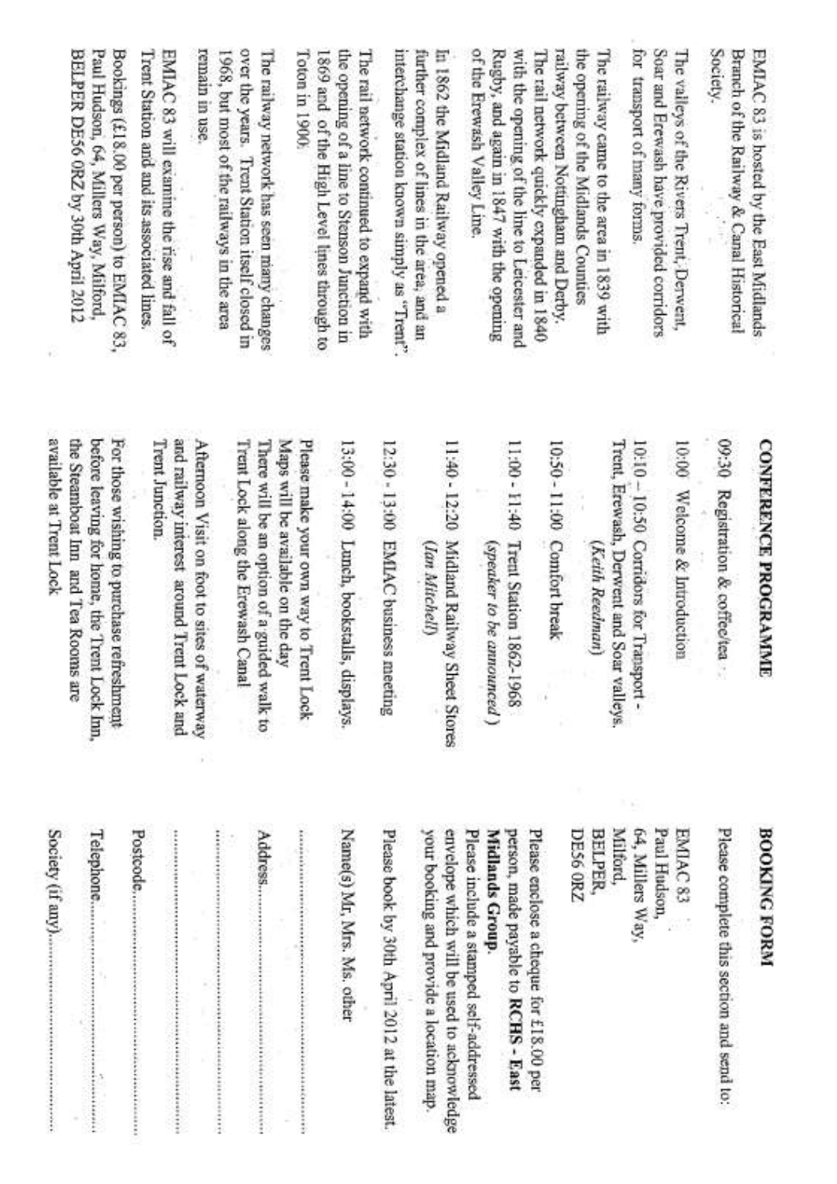EMIAC 83 is hosted by the East Midlands Branch of the Railway & Canal Historical Society.

The valleys of the Rivers Trent, Derwent, Soar and Erewash have provided corridors for transport of many forms.

The railway came to the area in 1839 with the opening of the Midlands Counties railway between Nottingham and Derby. The rail network quickly expanded in 1840 with the opening of the line to Leicester and Rugby, and again in 1847 with the opening of the Erewash Valley Line.

In 1862 the Midland Railway opened a further complex of lines in the area, and an interchange station known simply as "Trent".

The rail network continued to expand with the opening of a line to Stenson Junction in 1869 and of the High Level lines through to Toton in 1900.

The railway network has seen many changes over the years. Trent Station itself closed in 1968, but most of the railways in the area remain in use.

EMIAC 83 will examine the rise and fall of Trent Station and its associated lines.

Bookings (£18.00 per person) to EMIAC 83, Paul Hudson, 64, Millers Way, Milford, BELPER DE56 0RZ by 30th April 2012

## CONFERENCE PROGRAMME

09:30 Registration & coffee/tea

10:00 Welcome & Introduction

10:10 – 10:50 Corridors for Transport - Trent, Erewash, Derwent and Soar valleys. *(Keith Reedman)*

10:50 - 11:00 Comfort break

11:00 - 11:40 Trent Station 1862-1968 *(speaker to be announced)*

11:40 - 12:20 Midland Railway Sheet Stores *(Ian Mitchell)*

12:30 - 13:00 EMIAC business meeting

13:00 - 14:00 Lunch, bookstalls, displays.

Please make your own way to Trent Lock. Maps will be available on the day. There will be an option of a guided walk to Trent Lock along the Erewash Canal

Afternoon Visit on foot to sites of waterway and railway interest around Trent Lock and Trent Junction.

For those wishing to purchase refreshment before leaving for home, the Trent Lock Inn, the Steamboat Inn and Tea Rooms are available at Trent Lock

## BOOKING FORM

Please complete this section and send to:

EMIAC 83
Paul Hudson,
64, Millers Way,
Milford,
BELPER,
DE56 0RZ

Please enclose a cheque for £18.00 per person, made payable to **RCHS - East Midlands Group**.
Please include a stamped self-addressed envelope which will be used to acknowledge your booking and provide a location map.

Please book by 30th April 2012 at the latest.

Name(s) Mr, Mrs. Ms. other

..............................................................

Address.....................................................

..............................................................

..............................................................

Postcode...................................................

Telephone.................................................

Society (if any)...........................................